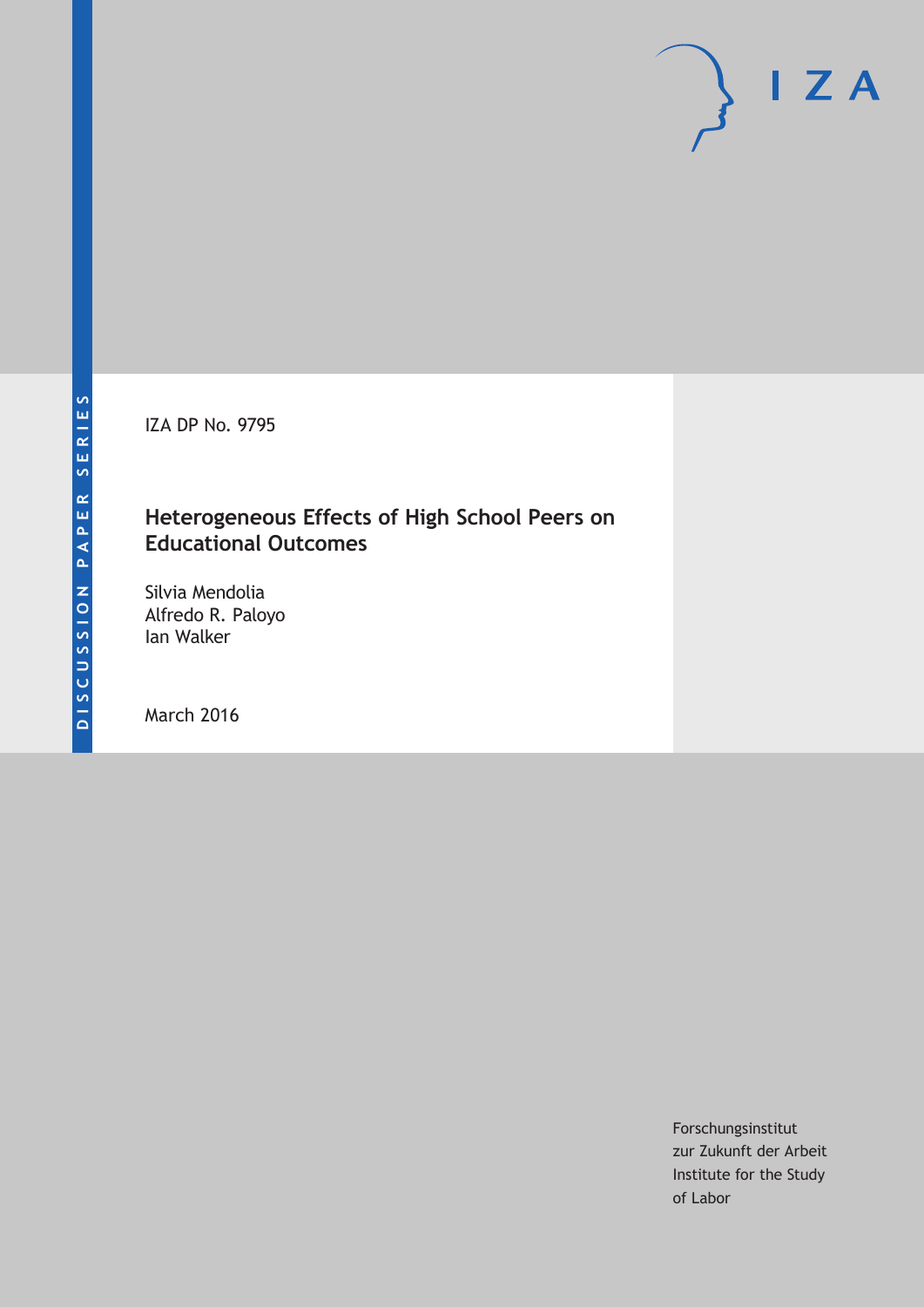DISCUSSION PAPER SERIES

IZA DP No. 9795

# Heterogeneous Effects of High School Peers on Educational Outcomes

Silvia Mendolia
Alfredo R. Paloyo
Ian Walker

March 2016

Forschungsinstitut
zur Zukunft der Arbeit
Institute for the Study
of Labor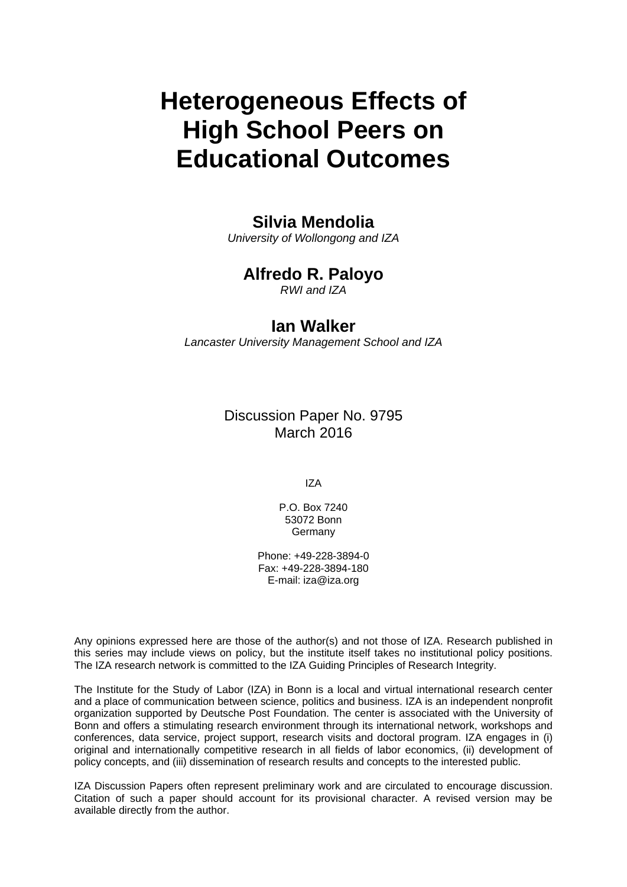# Heterogeneous Effects of High School Peers on Educational Outcomes

**Silvia Mendolia**
*University of Wollongong and IZA*

**Alfredo R. Paloyo**
*RWI and IZA*

**Ian Walker**
*Lancaster University Management School and IZA*

Discussion Paper No. 9795
March 2016

IZA

P.O. Box 7240
53072 Bonn
Germany

Phone: +49-228-3894-0
Fax: +49-228-3894-180
E-mail: iza@iza.org

Any opinions expressed here are those of the author(s) and not those of IZA. Research published in this series may include views on policy, but the institute itself takes no institutional policy positions. The IZA research network is committed to the IZA Guiding Principles of Research Integrity.

The Institute for the Study of Labor (IZA) in Bonn is a local and virtual international research center and a place of communication between science, politics and business. IZA is an independent nonprofit organization supported by Deutsche Post Foundation. The center is associated with the University of Bonn and offers a stimulating research environment through its international network, workshops and conferences, data service, project support, research visits and doctoral program. IZA engages in (i) original and internationally competitive research in all fields of labor economics, (ii) development of policy concepts, and (iii) dissemination of research results and concepts to the interested public.

IZA Discussion Papers often represent preliminary work and are circulated to encourage discussion. Citation of such a paper should account for its provisional character. A revised version may be available directly from the author.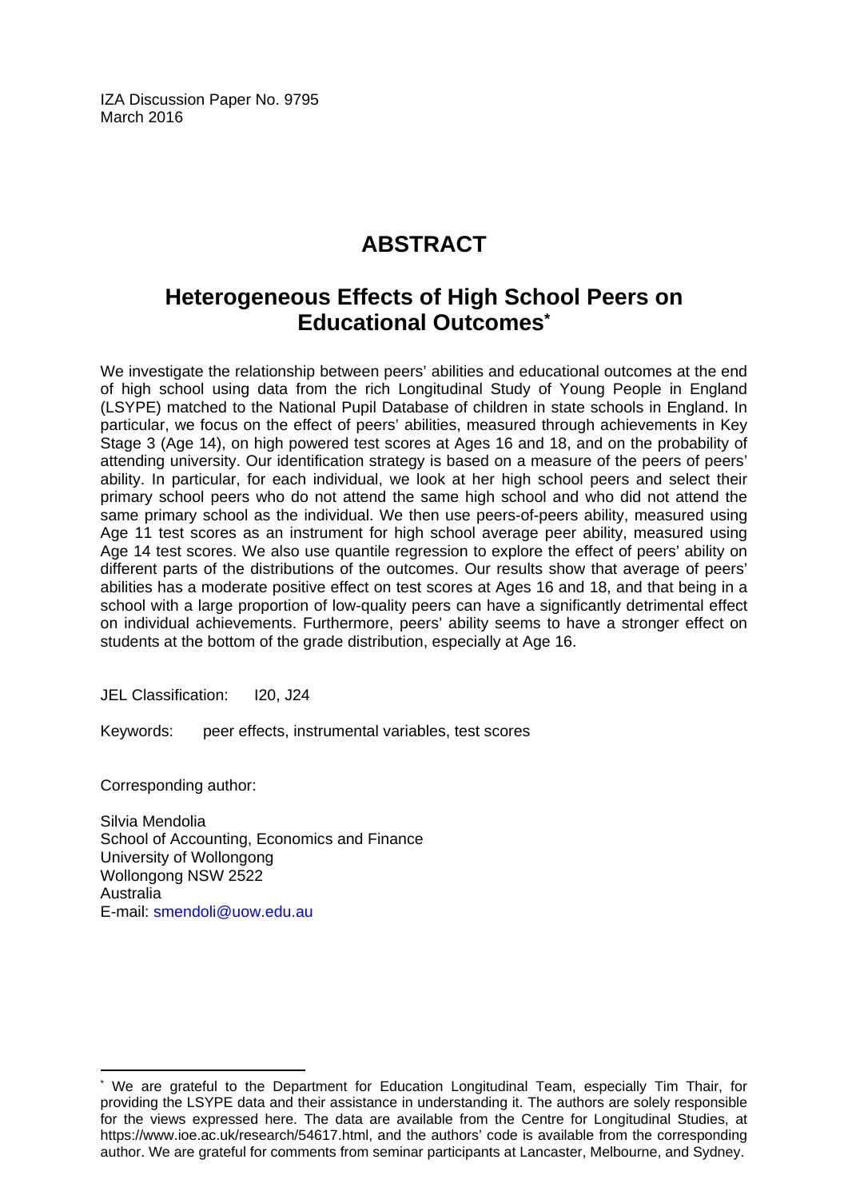IZA Discussion Paper No. 9795
March 2016

# ABSTRACT

## Heterogeneous Effects of High School Peers on Educational Outcomes*

We investigate the relationship between peers' abilities and educational outcomes at the end of high school using data from the rich Longitudinal Study of Young People in England (LSYPE) matched to the National Pupil Database of children in state schools in England. In particular, we focus on the effect of peers' abilities, measured through achievements in Key Stage 3 (Age 14), on high powered test scores at Ages 16 and 18, and on the probability of attending university. Our identification strategy is based on a measure of the peers of peers' ability. In particular, for each individual, we look at her high school peers and select their primary school peers who do not attend the same high school and who did not attend the same primary school as the individual. We then use peers-of-peers ability, measured using Age 11 test scores as an instrument for high school average peer ability, measured using Age 14 test scores. We also use quantile regression to explore the effect of peers' ability on different parts of the distributions of the outcomes. Our results show that average of peers' abilities has a moderate positive effect on test scores at Ages 16 and 18, and that being in a school with a large proportion of low-quality peers can have a significantly detrimental effect on individual achievements. Furthermore, peers' ability seems to have a stronger effect on students at the bottom of the grade distribution, especially at Age 16.

JEL Classification: I20, J24

Keywords: peer effects, instrumental variables, test scores

Corresponding author:

Silvia Mendolia
School of Accounting, Economics and Finance
University of Wollongong
Wollongong NSW 2522
Australia
E-mail: smendoli@uow.edu.au

---

* We are grateful to the Department for Education Longitudinal Team, especially Tim Thair, for providing the LSYPE data and their assistance in understanding it. The authors are solely responsible for the views expressed here. The data are available from the Centre for Longitudinal Studies, at https://www.ioe.ac.uk/research/54617.html, and the authors' code is available from the corresponding author. We are grateful for comments from seminar participants at Lancaster, Melbourne, and Sydney.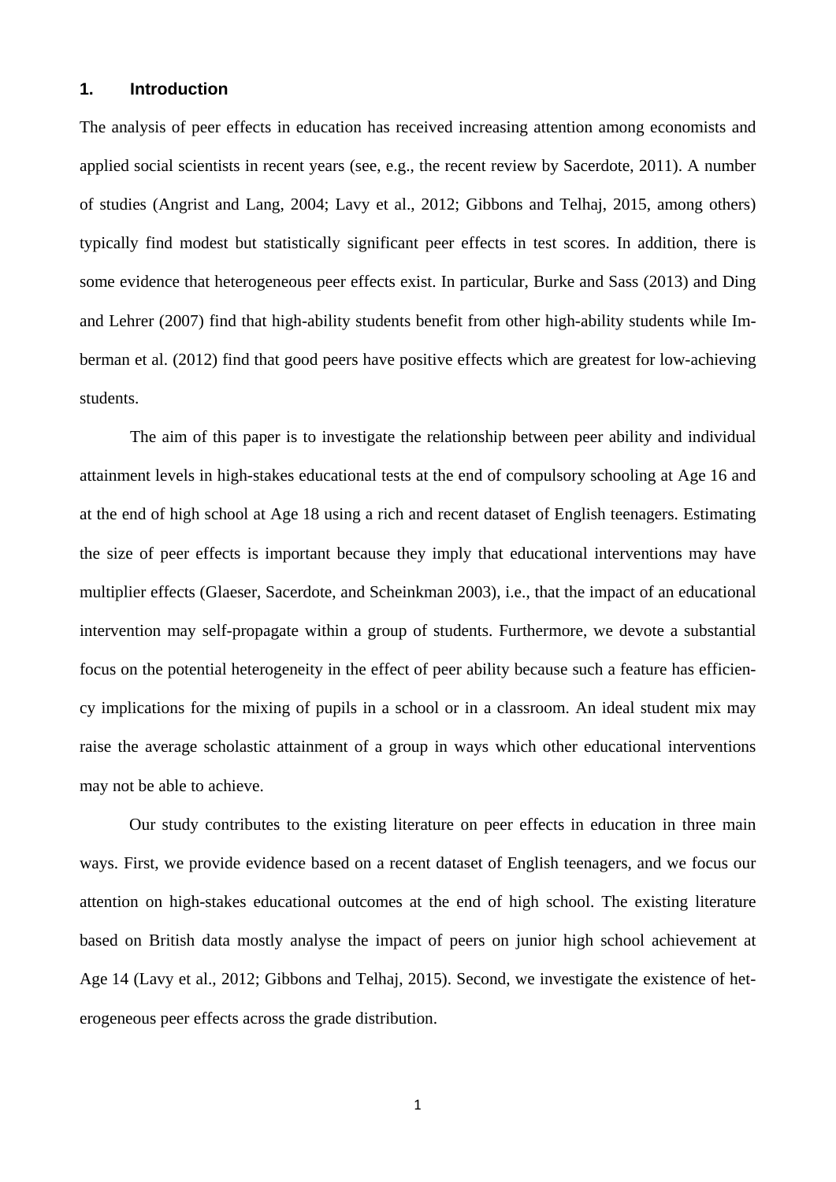## 1. Introduction

The analysis of peer effects in education has received increasing attention among economists and applied social scientists in recent years (see, e.g., the recent review by Sacerdote, 2011). A number of studies (Angrist and Lang, 2004; Lavy et al., 2012; Gibbons and Telhaj, 2015, among others) typically find modest but statistically significant peer effects in test scores. In addition, there is some evidence that heterogeneous peer effects exist. In particular, Burke and Sass (2013) and Ding and Lehrer (2007) find that high-ability students benefit from other high-ability students while Imberman et al. (2012) find that good peers have positive effects which are greatest for low-achieving students.

The aim of this paper is to investigate the relationship between peer ability and individual attainment levels in high-stakes educational tests at the end of compulsory schooling at Age 16 and at the end of high school at Age 18 using a rich and recent dataset of English teenagers. Estimating the size of peer effects is important because they imply that educational interventions may have multiplier effects (Glaeser, Sacerdote, and Scheinkman 2003), i.e., that the impact of an educational intervention may self-propagate within a group of students. Furthermore, we devote a substantial focus on the potential heterogeneity in the effect of peer ability because such a feature has efficiency implications for the mixing of pupils in a school or in a classroom. An ideal student mix may raise the average scholastic attainment of a group in ways which other educational interventions may not be able to achieve.

Our study contributes to the existing literature on peer effects in education in three main ways. First, we provide evidence based on a recent dataset of English teenagers, and we focus our attention on high-stakes educational outcomes at the end of high school. The existing literature based on British data mostly analyse the impact of peers on junior high school achievement at Age 14 (Lavy et al., 2012; Gibbons and Telhaj, 2015). Second, we investigate the existence of heterogeneous peer effects across the grade distribution.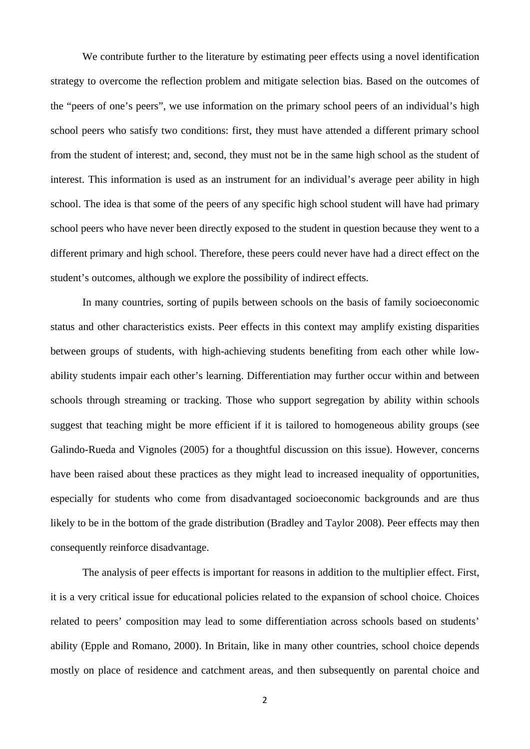We contribute further to the literature by estimating peer effects using a novel identification strategy to overcome the reflection problem and mitigate selection bias. Based on the outcomes of the "peers of one's peers", we use information on the primary school peers of an individual's high school peers who satisfy two conditions: first, they must have attended a different primary school from the student of interest; and, second, they must not be in the same high school as the student of interest. This information is used as an instrument for an individual's average peer ability in high school. The idea is that some of the peers of any specific high school student will have had primary school peers who have never been directly exposed to the student in question because they went to a different primary and high school. Therefore, these peers could never have had a direct effect on the student's outcomes, although we explore the possibility of indirect effects.

In many countries, sorting of pupils between schools on the basis of family socioeconomic status and other characteristics exists. Peer effects in this context may amplify existing disparities between groups of students, with high-achieving students benefiting from each other while low-ability students impair each other's learning. Differentiation may further occur within and between schools through streaming or tracking. Those who support segregation by ability within schools suggest that teaching might be more efficient if it is tailored to homogeneous ability groups (see Galindo-Rueda and Vignoles (2005) for a thoughtful discussion on this issue). However, concerns have been raised about these practices as they might lead to increased inequality of opportunities, especially for students who come from disadvantaged socioeconomic backgrounds and are thus likely to be in the bottom of the grade distribution (Bradley and Taylor 2008). Peer effects may then consequently reinforce disadvantage.

The analysis of peer effects is important for reasons in addition to the multiplier effect. First, it is a very critical issue for educational policies related to the expansion of school choice. Choices related to peers' composition may lead to some differentiation across schools based on students' ability (Epple and Romano, 2000). In Britain, like in many other countries, school choice depends mostly on place of residence and catchment areas, and then subsequently on parental choice and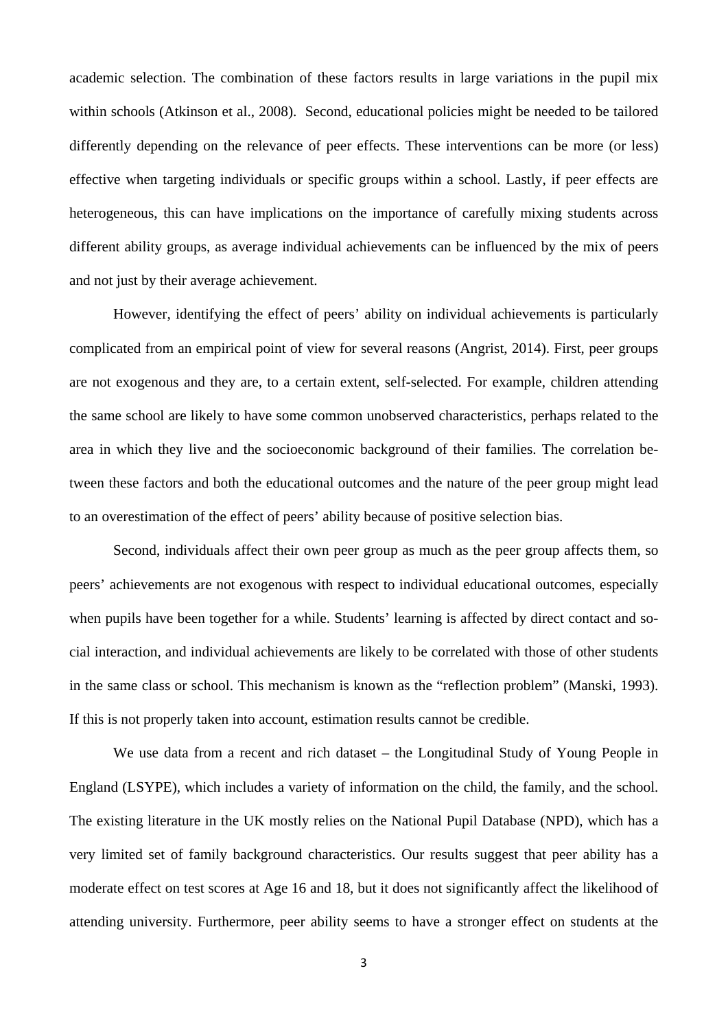academic selection. The combination of these factors results in large variations in the pupil mix within schools (Atkinson et al., 2008). Second, educational policies might be needed to be tailored differently depending on the relevance of peer effects. These interventions can be more (or less) effective when targeting individuals or specific groups within a school. Lastly, if peer effects are heterogeneous, this can have implications on the importance of carefully mixing students across different ability groups, as average individual achievements can be influenced by the mix of peers and not just by their average achievement.

However, identifying the effect of peers' ability on individual achievements is particularly complicated from an empirical point of view for several reasons (Angrist, 2014). First, peer groups are not exogenous and they are, to a certain extent, self-selected. For example, children attending the same school are likely to have some common unobserved characteristics, perhaps related to the area in which they live and the socioeconomic background of their families. The correlation between these factors and both the educational outcomes and the nature of the peer group might lead to an overestimation of the effect of peers' ability because of positive selection bias.

Second, individuals affect their own peer group as much as the peer group affects them, so peers' achievements are not exogenous with respect to individual educational outcomes, especially when pupils have been together for a while. Students' learning is affected by direct contact and social interaction, and individual achievements are likely to be correlated with those of other students in the same class or school. This mechanism is known as the "reflection problem" (Manski, 1993). If this is not properly taken into account, estimation results cannot be credible.

We use data from a recent and rich dataset – the Longitudinal Study of Young People in England (LSYPE), which includes a variety of information on the child, the family, and the school. The existing literature in the UK mostly relies on the National Pupil Database (NPD), which has a very limited set of family background characteristics. Our results suggest that peer ability has a moderate effect on test scores at Age 16 and 18, but it does not significantly affect the likelihood of attending university. Furthermore, peer ability seems to have a stronger effect on students at the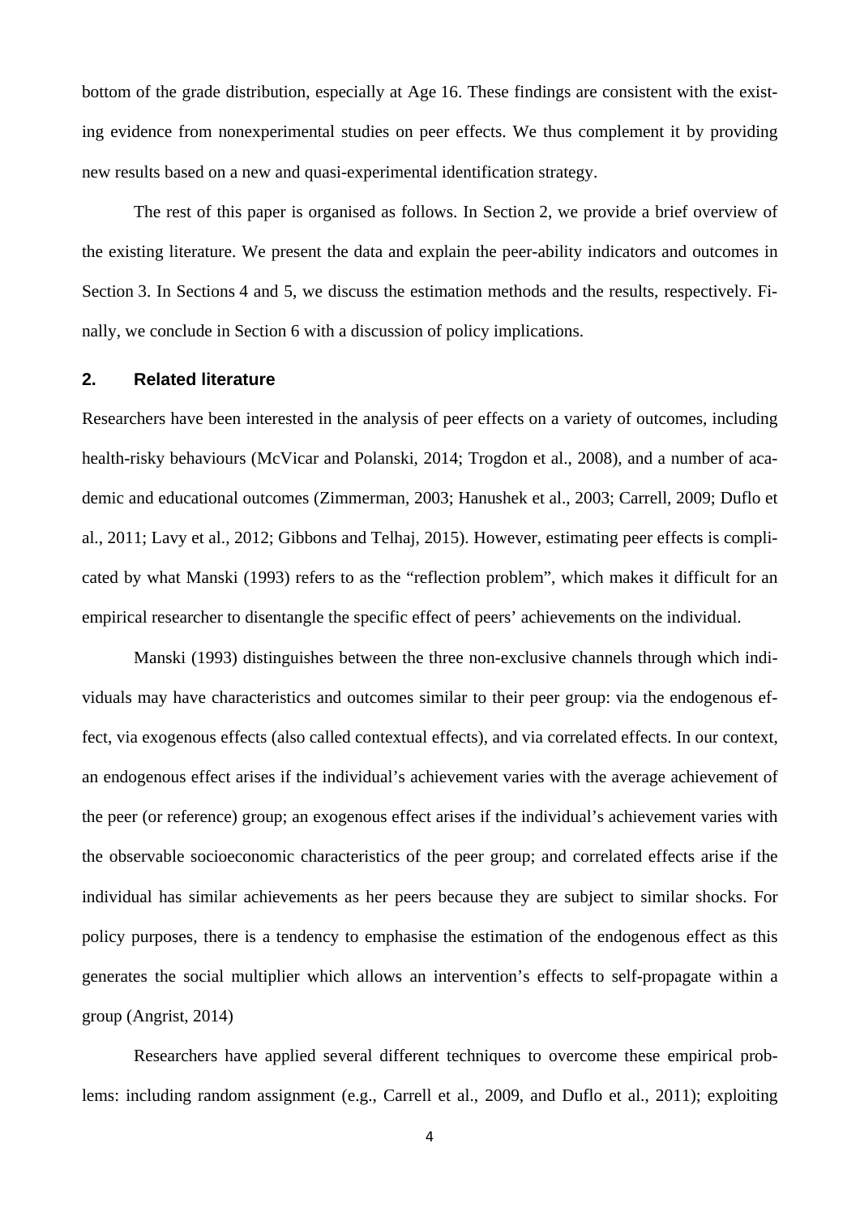bottom of the grade distribution, especially at Age 16. These findings are consistent with the existing evidence from nonexperimental studies on peer effects. We thus complement it by providing new results based on a new and quasi-experimental identification strategy.

The rest of this paper is organised as follows. In Section 2, we provide a brief overview of the existing literature. We present the data and explain the peer-ability indicators and outcomes in Section 3. In Sections 4 and 5, we discuss the estimation methods and the results, respectively. Finally, we conclude in Section 6 with a discussion of policy implications.

## 2. Related literature

Researchers have been interested in the analysis of peer effects on a variety of outcomes, including health-risky behaviours (McVicar and Polanski, 2014; Trogdon et al., 2008), and a number of academic and educational outcomes (Zimmerman, 2003; Hanushek et al., 2003; Carrell, 2009; Duflo et al., 2011; Lavy et al., 2012; Gibbons and Telhaj, 2015). However, estimating peer effects is complicated by what Manski (1993) refers to as the "reflection problem", which makes it difficult for an empirical researcher to disentangle the specific effect of peers' achievements on the individual.

Manski (1993) distinguishes between the three non-exclusive channels through which individuals may have characteristics and outcomes similar to their peer group: via the endogenous effect, via exogenous effects (also called contextual effects), and via correlated effects. In our context, an endogenous effect arises if the individual's achievement varies with the average achievement of the peer (or reference) group; an exogenous effect arises if the individual's achievement varies with the observable socioeconomic characteristics of the peer group; and correlated effects arise if the individual has similar achievements as her peers because they are subject to similar shocks. For policy purposes, there is a tendency to emphasise the estimation of the endogenous effect as this generates the social multiplier which allows an intervention's effects to self-propagate within a group (Angrist, 2014)

Researchers have applied several different techniques to overcome these empirical problems: including random assignment (e.g., Carrell et al., 2009, and Duflo et al., 2011); exploiting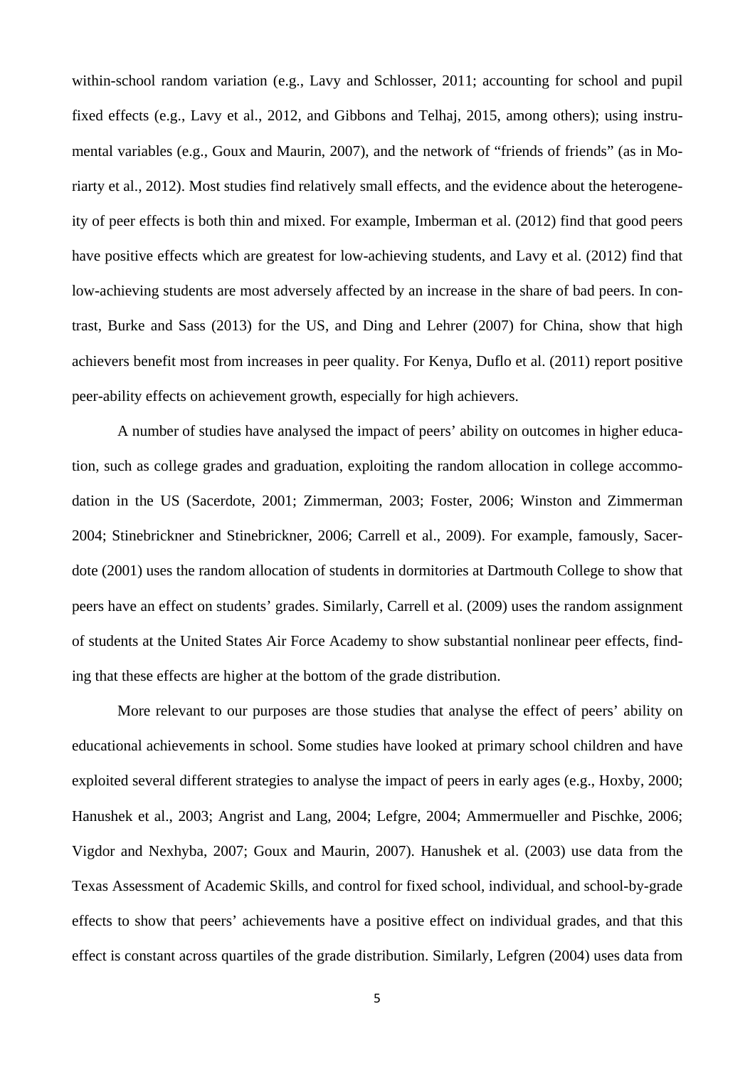within-school random variation (e.g., Lavy and Schlosser, 2011; accounting for school and pupil fixed effects (e.g., Lavy et al., 2012, and Gibbons and Telhaj, 2015, among others); using instrumental variables (e.g., Goux and Maurin, 2007), and the network of "friends of friends" (as in Moriarty et al., 2012). Most studies find relatively small effects, and the evidence about the heterogeneity of peer effects is both thin and mixed. For example, Imberman et al. (2012) find that good peers have positive effects which are greatest for low-achieving students, and Lavy et al. (2012) find that low-achieving students are most adversely affected by an increase in the share of bad peers. In contrast, Burke and Sass (2013) for the US, and Ding and Lehrer (2007) for China, show that high achievers benefit most from increases in peer quality. For Kenya, Duflo et al. (2011) report positive peer-ability effects on achievement growth, especially for high achievers.

A number of studies have analysed the impact of peers' ability on outcomes in higher education, such as college grades and graduation, exploiting the random allocation in college accommodation in the US (Sacerdote, 2001; Zimmerman, 2003; Foster, 2006; Winston and Zimmerman 2004; Stinebrickner and Stinebrickner, 2006; Carrell et al., 2009). For example, famously, Sacerdote (2001) uses the random allocation of students in dormitories at Dartmouth College to show that peers have an effect on students' grades. Similarly, Carrell et al. (2009) uses the random assignment of students at the United States Air Force Academy to show substantial nonlinear peer effects, finding that these effects are higher at the bottom of the grade distribution.

More relevant to our purposes are those studies that analyse the effect of peers' ability on educational achievements in school. Some studies have looked at primary school children and have exploited several different strategies to analyse the impact of peers in early ages (e.g., Hoxby, 2000; Hanushek et al., 2003; Angrist and Lang, 2004; Lefgre, 2004; Ammermueller and Pischke, 2006; Vigdor and Nexhyba, 2007; Goux and Maurin, 2007). Hanushek et al. (2003) use data from the Texas Assessment of Academic Skills, and control for fixed school, individual, and school-by-grade effects to show that peers' achievements have a positive effect on individual grades, and that this effect is constant across quartiles of the grade distribution. Similarly, Lefgren (2004) uses data from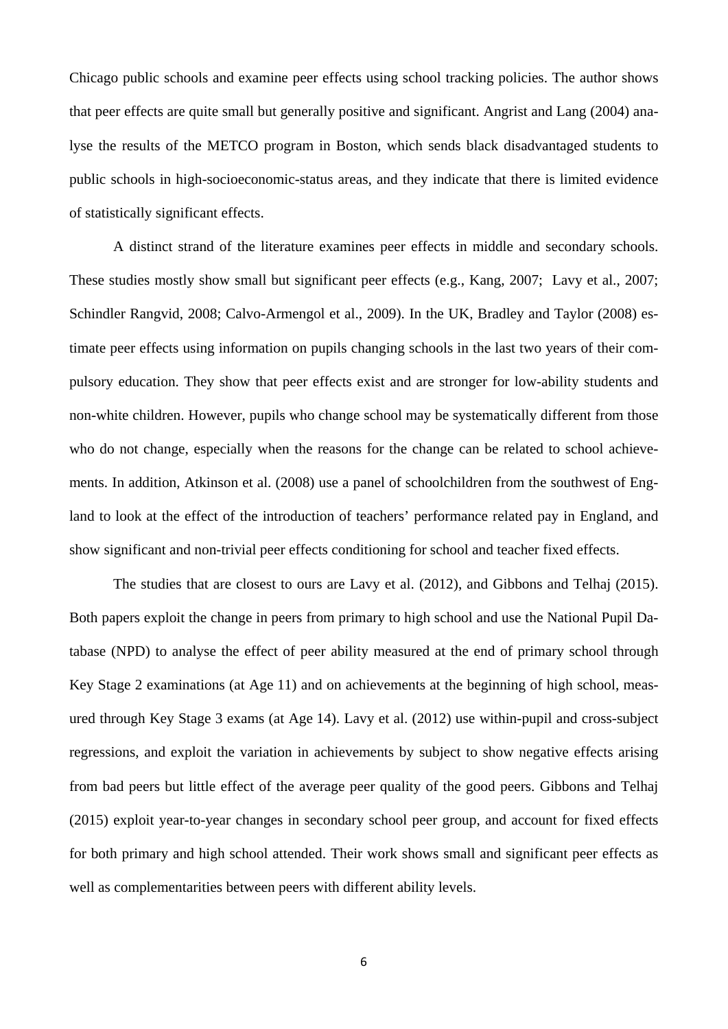Chicago public schools and examine peer effects using school tracking policies. The author shows that peer effects are quite small but generally positive and significant. Angrist and Lang (2004) analyse the results of the METCO program in Boston, which sends black disadvantaged students to public schools in high-socioeconomic-status areas, and they indicate that there is limited evidence of statistically significant effects.

A distinct strand of the literature examines peer effects in middle and secondary schools. These studies mostly show small but significant peer effects (e.g., Kang, 2007; Lavy et al., 2007; Schindler Rangvid, 2008; Calvo-Armengol et al., 2009). In the UK, Bradley and Taylor (2008) estimate peer effects using information on pupils changing schools in the last two years of their compulsory education. They show that peer effects exist and are stronger for low-ability students and non-white children. However, pupils who change school may be systematically different from those who do not change, especially when the reasons for the change can be related to school achievements. In addition, Atkinson et al. (2008) use a panel of schoolchildren from the southwest of England to look at the effect of the introduction of teachers' performance related pay in England, and show significant and non-trivial peer effects conditioning for school and teacher fixed effects.

The studies that are closest to ours are Lavy et al. (2012), and Gibbons and Telhaj (2015). Both papers exploit the change in peers from primary to high school and use the National Pupil Database (NPD) to analyse the effect of peer ability measured at the end of primary school through Key Stage 2 examinations (at Age 11) and on achievements at the beginning of high school, measured through Key Stage 3 exams (at Age 14). Lavy et al. (2012) use within-pupil and cross-subject regressions, and exploit the variation in achievements by subject to show negative effects arising from bad peers but little effect of the average peer quality of the good peers. Gibbons and Telhaj (2015) exploit year-to-year changes in secondary school peer group, and account for fixed effects for both primary and high school attended. Their work shows small and significant peer effects as well as complementarities between peers with different ability levels.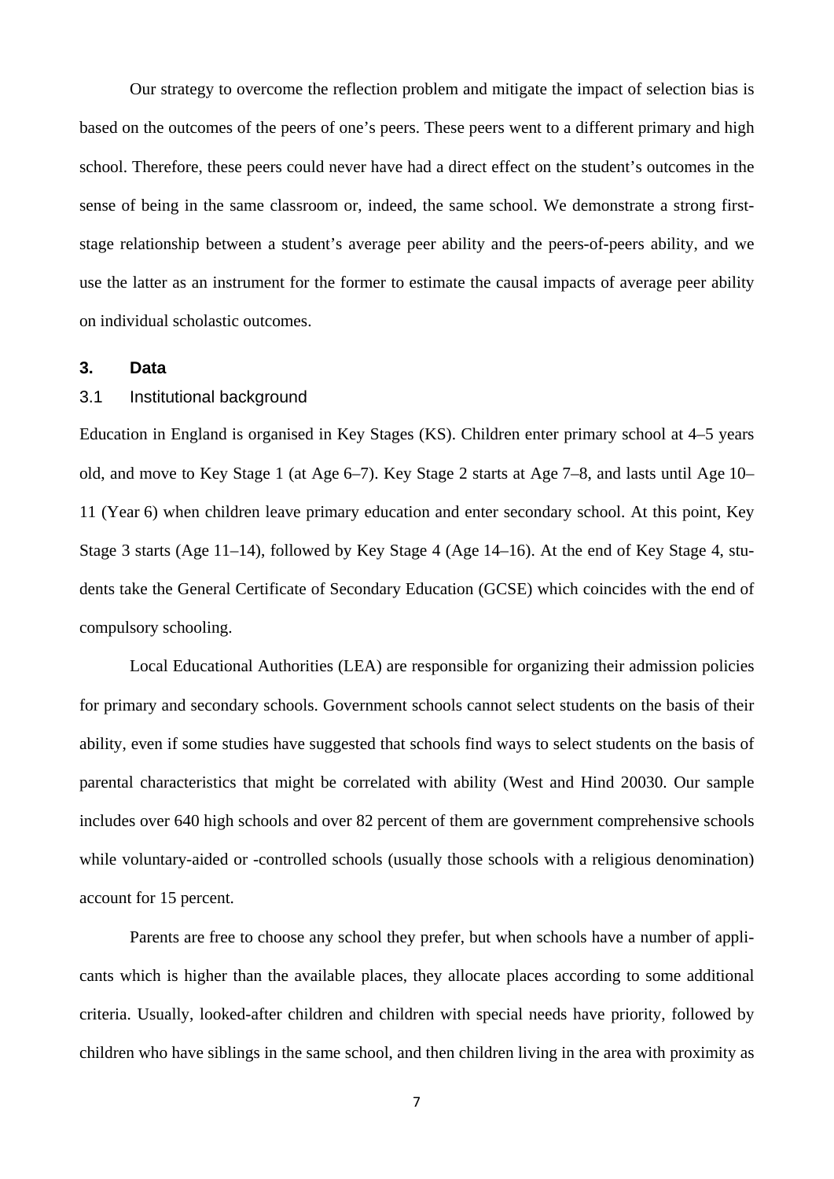Our strategy to overcome the reflection problem and mitigate the impact of selection bias is based on the outcomes of the peers of one's peers. These peers went to a different primary and high school. Therefore, these peers could never have had a direct effect on the student's outcomes in the sense of being in the same classroom or, indeed, the same school. We demonstrate a strong first-stage relationship between a student's average peer ability and the peers-of-peers ability, and we use the latter as an instrument for the former to estimate the causal impacts of average peer ability on individual scholastic outcomes.

## 3. Data

### 3.1 Institutional background

Education in England is organised in Key Stages (KS). Children enter primary school at 4–5 years old, and move to Key Stage 1 (at Age 6–7). Key Stage 2 starts at Age 7–8, and lasts until Age 10–11 (Year 6) when children leave primary education and enter secondary school. At this point, Key Stage 3 starts (Age 11–14), followed by Key Stage 4 (Age 14–16). At the end of Key Stage 4, students take the General Certificate of Secondary Education (GCSE) which coincides with the end of compulsory schooling.

Local Educational Authorities (LEA) are responsible for organizing their admission policies for primary and secondary schools. Government schools cannot select students on the basis of their ability, even if some studies have suggested that schools find ways to select students on the basis of parental characteristics that might be correlated with ability (West and Hind 20030. Our sample includes over 640 high schools and over 82 percent of them are government comprehensive schools while voluntary-aided or -controlled schools (usually those schools with a religious denomination) account for 15 percent.

Parents are free to choose any school they prefer, but when schools have a number of applicants which is higher than the available places, they allocate places according to some additional criteria. Usually, looked-after children and children with special needs have priority, followed by children who have siblings in the same school, and then children living in the area with proximity as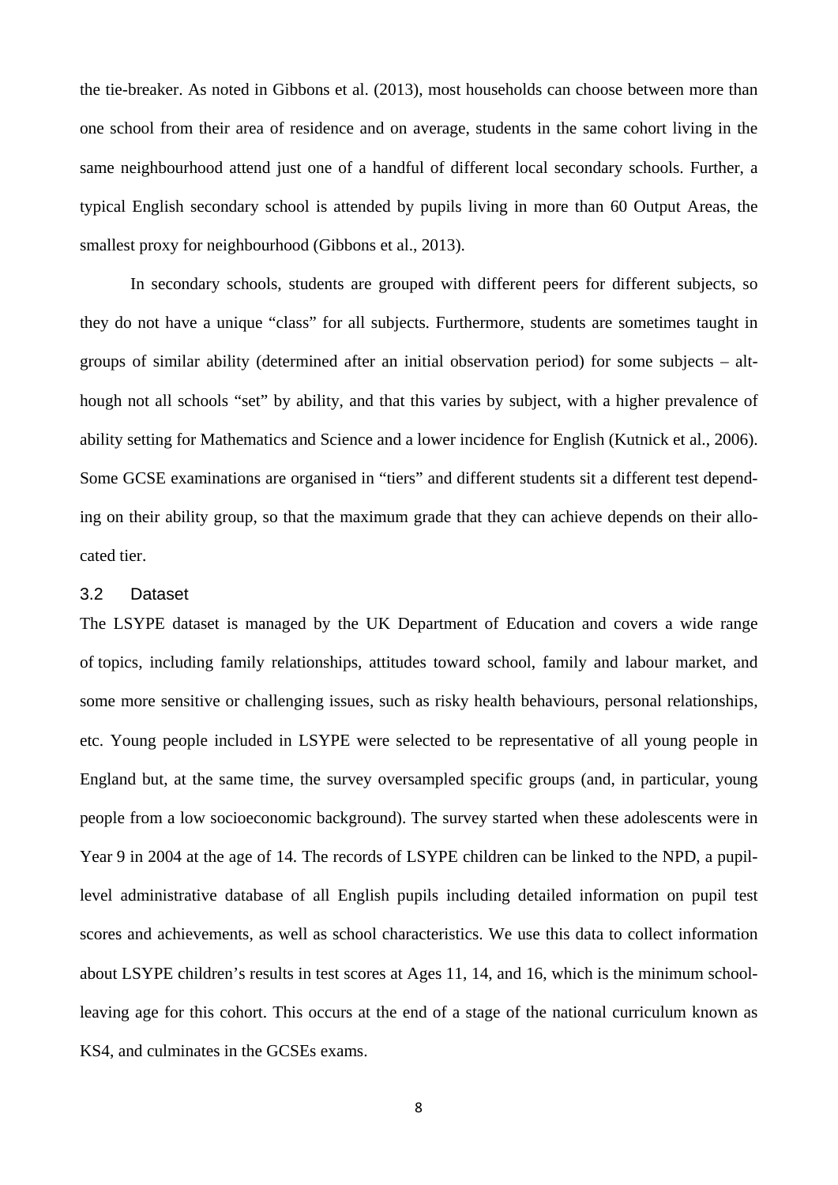the tie-breaker. As noted in Gibbons et al. (2013), most households can choose between more than one school from their area of residence and on average, students in the same cohort living in the same neighbourhood attend just one of a handful of different local secondary schools. Further, a typical English secondary school is attended by pupils living in more than 60 Output Areas, the smallest proxy for neighbourhood (Gibbons et al., 2013).

In secondary schools, students are grouped with different peers for different subjects, so they do not have a unique "class" for all subjects. Furthermore, students are sometimes taught in groups of similar ability (determined after an initial observation period) for some subjects – although not all schools "set" by ability, and that this varies by subject, with a higher prevalence of ability setting for Mathematics and Science and a lower incidence for English (Kutnick et al., 2006). Some GCSE examinations are organised in "tiers" and different students sit a different test depending on their ability group, so that the maximum grade that they can achieve depends on their allocated tier.

### 3.2 Dataset

The LSYPE dataset is managed by the UK Department of Education and covers a wide range of topics, including family relationships, attitudes toward school, family and labour market, and some more sensitive or challenging issues, such as risky health behaviours, personal relationships, etc. Young people included in LSYPE were selected to be representative of all young people in England but, at the same time, the survey oversampled specific groups (and, in particular, young people from a low socioeconomic background). The survey started when these adolescents were in Year 9 in 2004 at the age of 14. The records of LSYPE children can be linked to the NPD, a pupil-level administrative database of all English pupils including detailed information on pupil test scores and achievements, as well as school characteristics. We use this data to collect information about LSYPE children's results in test scores at Ages 11, 14, and 16, which is the minimum school-leaving age for this cohort. This occurs at the end of a stage of the national curriculum known as KS4, and culminates in the GCSEs exams.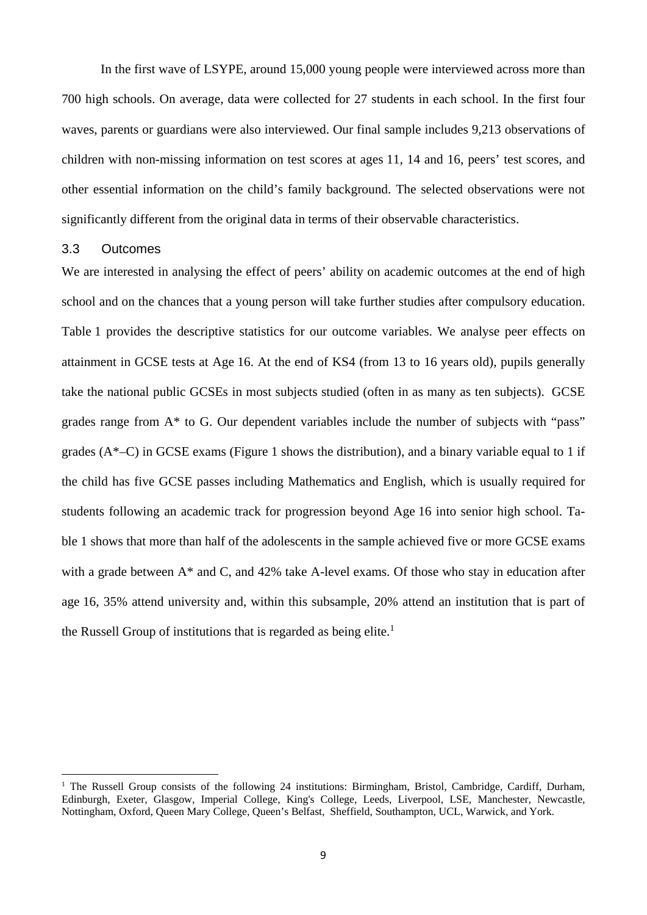In the first wave of LSYPE, around 15,000 young people were interviewed across more than 700 high schools. On average, data were collected for 27 students in each school. In the first four waves, parents or guardians were also interviewed. Our final sample includes 9,213 observations of children with non-missing information on test scores at ages 11, 14 and 16, peers' test scores, and other essential information on the child's family background. The selected observations were not significantly different from the original data in terms of their observable characteristics.

### 3.3 Outcomes

We are interested in analysing the effect of peers' ability on academic outcomes at the end of high school and on the chances that a young person will take further studies after compulsory education. Table 1 provides the descriptive statistics for our outcome variables. We analyse peer effects on attainment in GCSE tests at Age 16. At the end of KS4 (from 13 to 16 years old), pupils generally take the national public GCSEs in most subjects studied (often in as many as ten subjects). GCSE grades range from A* to G. Our dependent variables include the number of subjects with "pass" grades (A*–C) in GCSE exams (Figure 1 shows the distribution), and a binary variable equal to 1 if the child has five GCSE passes including Mathematics and English, which is usually required for students following an academic track for progression beyond Age 16 into senior high school. Table 1 shows that more than half of the adolescents in the sample achieved five or more GCSE exams with a grade between A* and C, and 42% take A-level exams. Of those who stay in education after age 16, 35% attend university and, within this subsample, 20% attend an institution that is part of the Russell Group of institutions that is regarded as being elite.[1]

[1] The Russell Group consists of the following 24 institutions: Birmingham, Bristol, Cambridge, Cardiff, Durham, Edinburgh, Exeter, Glasgow, Imperial College, King's College, Leeds, Liverpool, LSE, Manchester, Newcastle, Nottingham, Oxford, Queen Mary College, Queen's Belfast, Sheffield, Southampton, UCL, Warwick, and York.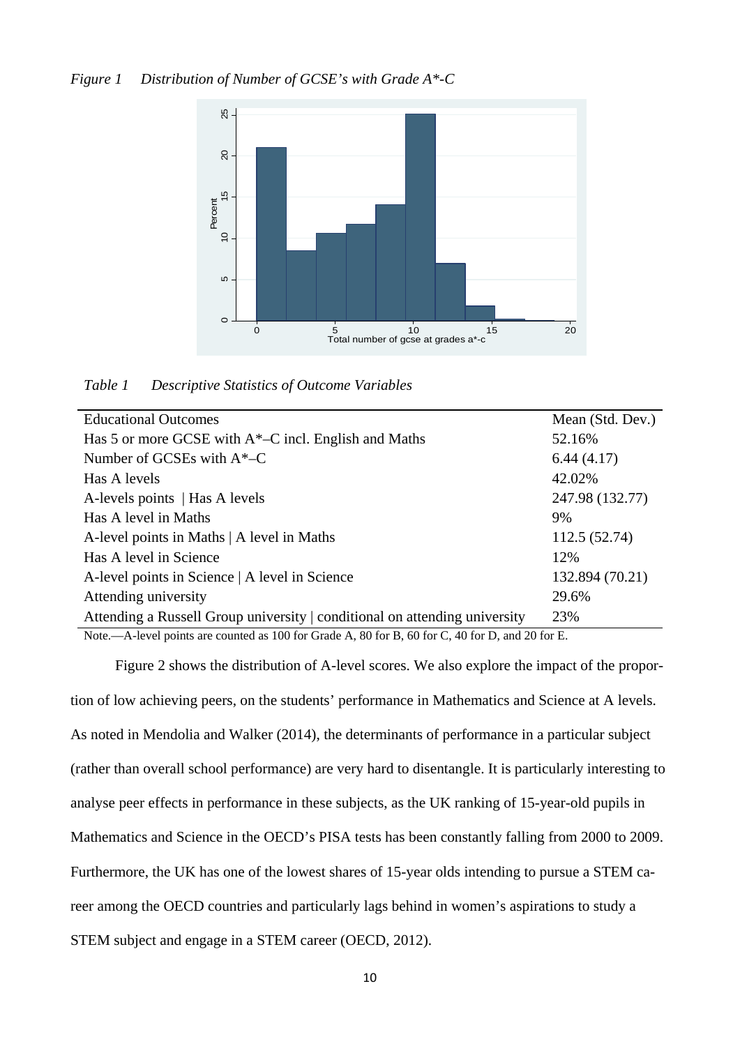*Figure 1 Distribution of Number of GCSE's with Grade A*-C*

*Table 1 Descriptive Statistics of Outcome Variables*

| Educational Outcomes | Mean (Std. Dev.) |
|---|---|
| Has 5 or more GCSE with A*–C incl. English and Maths | 52.16% |
| Number of GCSEs with A*–C | 6.44 (4.17) |
| Has A levels | 42.02% |
| A-levels points \| Has A levels | 247.98 (132.77) |
| Has A level in Maths | 9% |
| A-level points in Maths \| A level in Maths | 112.5 (52.74) |
| Has A level in Science | 12% |
| A-level points in Science \| A level in Science | 132.894 (70.21) |
| Attending university | 29.6% |
| Attending a Russell Group university \| conditional on attending university | 23% |

Note.—A-level points are counted as 100 for Grade A, 80 for B, 60 for C, 40 for D, and 20 for E.

Figure 2 shows the distribution of A-level scores. We also explore the impact of the proportion of low achieving peers, on the students' performance in Mathematics and Science at A levels. As noted in Mendolia and Walker (2014), the determinants of performance in a particular subject (rather than overall school performance) are very hard to disentangle. It is particularly interesting to analyse peer effects in performance in these subjects, as the UK ranking of 15-year-old pupils in Mathematics and Science in the OECD's PISA tests has been constantly falling from 2000 to 2009. Furthermore, the UK has one of the lowest shares of 15-year olds intending to pursue a STEM career among the OECD countries and particularly lags behind in women's aspirations to study a STEM subject and engage in a STEM career (OECD, 2012).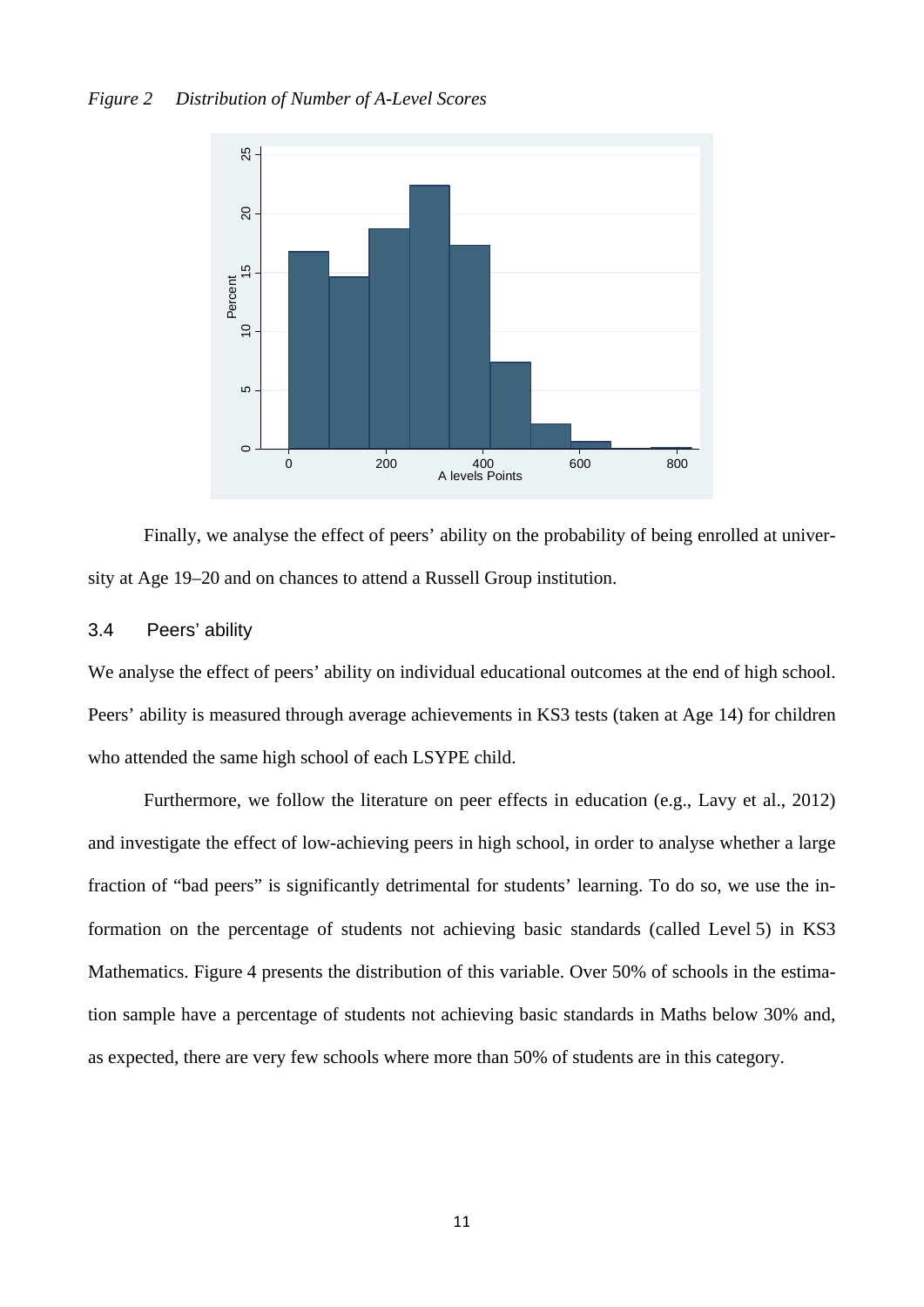*Figure 2 Distribution of Number of A-Level Scores*

Finally, we analyse the effect of peers' ability on the probability of being enrolled at university at Age 19–20 and on chances to attend a Russell Group institution.

### 3.4 Peers' ability

We analyse the effect of peers' ability on individual educational outcomes at the end of high school. Peers' ability is measured through average achievements in KS3 tests (taken at Age 14) for children who attended the same high school of each LSYPE child.

Furthermore, we follow the literature on peer effects in education (e.g., Lavy et al., 2012) and investigate the effect of low-achieving peers in high school, in order to analyse whether a large fraction of "bad peers" is significantly detrimental for students' learning. To do so, we use the information on the percentage of students not achieving basic standards (called Level 5) in KS3 Mathematics. Figure 4 presents the distribution of this variable. Over 50% of schools in the estimation sample have a percentage of students not achieving basic standards in Maths below 30% and, as expected, there are very few schools where more than 50% of students are in this category.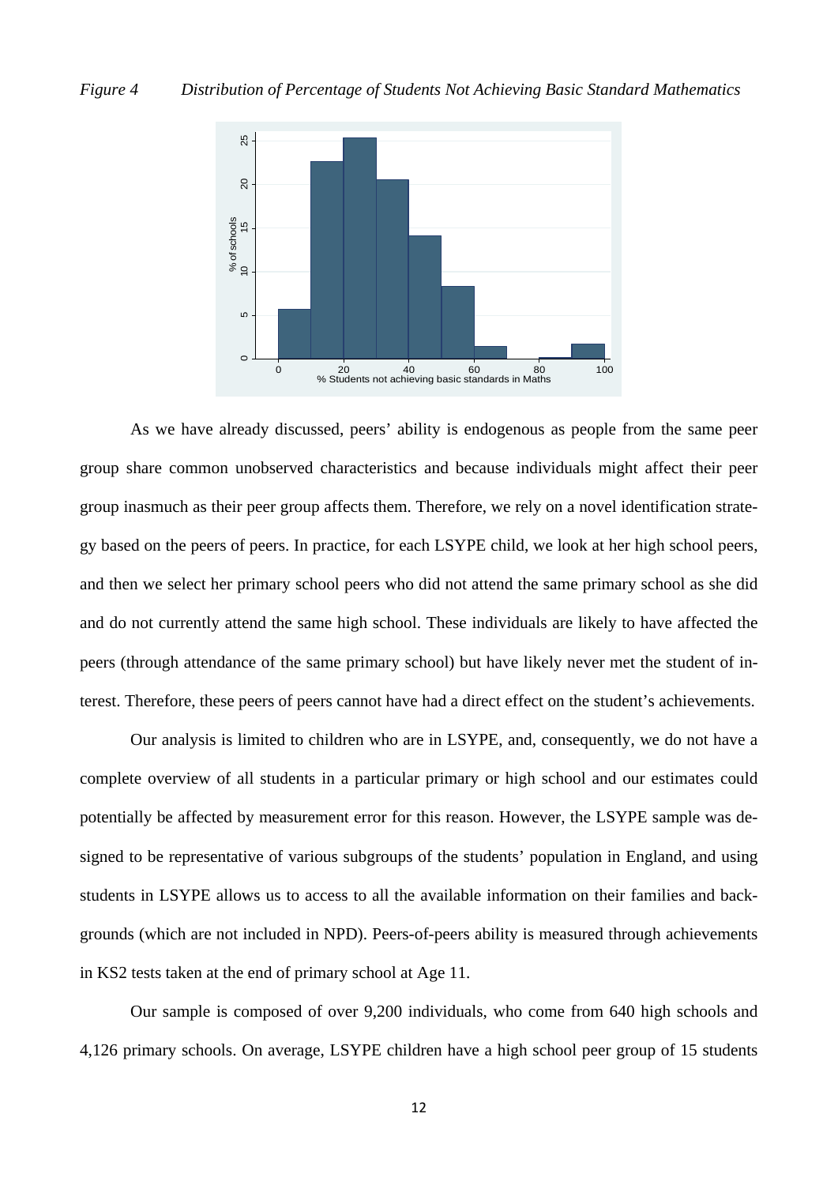*Figure 4 Distribution of Percentage of Students Not Achieving Basic Standard Mathematics*

As we have already discussed, peers' ability is endogenous as people from the same peer group share common unobserved characteristics and because individuals might affect their peer group inasmuch as their peer group affects them. Therefore, we rely on a novel identification strategy based on the peers of peers. In practice, for each LSYPE child, we look at her high school peers, and then we select her primary school peers who did not attend the same primary school as she did and do not currently attend the same high school. These individuals are likely to have affected the peers (through attendance of the same primary school) but have likely never met the student of interest. Therefore, these peers of peers cannot have had a direct effect on the student's achievements.

Our analysis is limited to children who are in LSYPE, and, consequently, we do not have a complete overview of all students in a particular primary or high school and our estimates could potentially be affected by measurement error for this reason. However, the LSYPE sample was designed to be representative of various subgroups of the students' population in England, and using students in LSYPE allows us to access to all the available information on their families and backgrounds (which are not included in NPD). Peers-of-peers ability is measured through achievements in KS2 tests taken at the end of primary school at Age 11.

Our sample is composed of over 9,200 individuals, who come from 640 high schools and 4,126 primary schools. On average, LSYPE children have a high school peer group of 15 students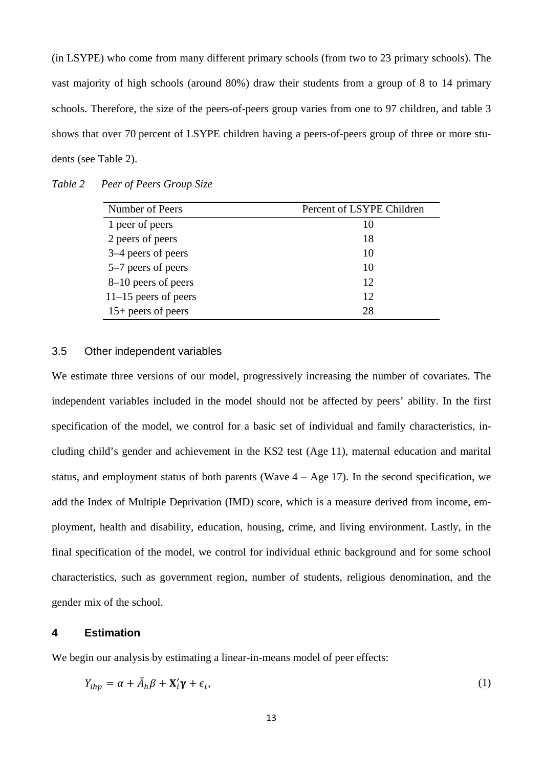(in LSYPE) who come from many different primary schools (from two to 23 primary schools). The vast majority of high schools (around 80%) draw their students from a group of 8 to 14 primary schools. Therefore, the size of the peers-of-peers group varies from one to 97 children, and table 3 shows that over 70 percent of LSYPE children having a peers-of-peers group of three or more students (see Table 2).

*Table 2 Peer of Peers Group Size*

| Number of Peers | Percent of LSYPE Children |
|---|---|
| 1 peer of peers | 10 |
| 2 peers of peers | 18 |
| 3–4 peers of peers | 10 |
| 5–7 peers of peers | 10 |
| 8–10 peers of peers | 12 |
| 11–15 peers of peers | 12 |
| 15+ peers of peers | 28 |

### 3.5 Other independent variables

We estimate three versions of our model, progressively increasing the number of covariates. The independent variables included in the model should not be affected by peers' ability. In the first specification of the model, we control for a basic set of individual and family characteristics, including child's gender and achievement in the KS2 test (Age 11), maternal education and marital status, and employment status of both parents (Wave 4 – Age 17). In the second specification, we add the Index of Multiple Deprivation (IMD) score, which is a measure derived from income, employment, health and disability, education, housing, crime, and living environment. Lastly, in the final specification of the model, we control for individual ethnic background and for some school characteristics, such as government region, number of students, religious denomination, and the gender mix of the school.

## 4 Estimation

We begin our analysis by estimating a linear-in-means model of peer effects:

$$Y_{ihp} = \alpha + \bar{A}_h \beta + \mathbf{X}_i' \boldsymbol{\gamma} + \epsilon_i, \tag{1}$$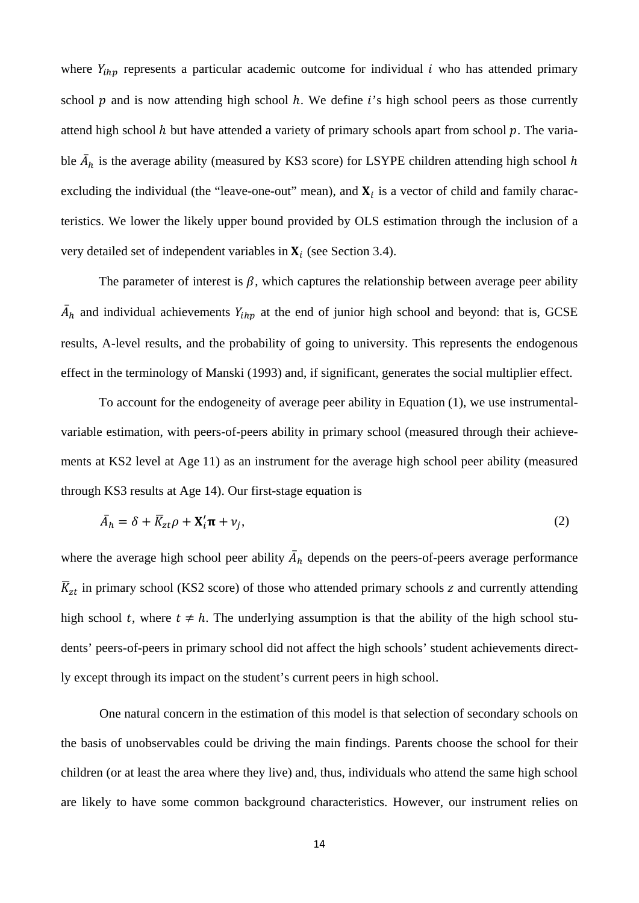where $Y_{ihp}$ represents a particular academic outcome for individual $i$ who has attended primary school $p$ and is now attending high school $h$. We define $i$'s high school peers as those currently attend high school $h$ but have attended a variety of primary schools apart from school $p$. The variable $\bar{A}_h$ is the average ability (measured by KS3 score) for LSYPE children attending high school $h$ excluding the individual (the "leave-one-out" mean), and $\mathbf{X}_i$ is a vector of child and family characteristics. We lower the likely upper bound provided by OLS estimation through the inclusion of a very detailed set of independent variables in $\mathbf{X}_i$ (see Section 3.4).

The parameter of interest is $\beta$, which captures the relationship between average peer ability $\bar{A}_h$ and individual achievements $Y_{ihp}$ at the end of junior high school and beyond: that is, GCSE results, A-level results, and the probability of going to university. This represents the endogenous effect in the terminology of Manski (1993) and, if significant, generates the social multiplier effect.

To account for the endogeneity of average peer ability in Equation (1), we use instrumental-variable estimation, with peers-of-peers ability in primary school (measured through their achievements at KS2 level at Age 11) as an instrument for the average high school peer ability (measured through KS3 results at Age 14). Our first-stage equation is

$$\bar{A}_h = \delta + \bar{K}_{zt}\rho + \mathbf{X}_i'\boldsymbol{\pi} + \nu_j, \tag{2}$$

where the average high school peer ability $\bar{A}_h$ depends on the peers-of-peers average performance $\bar{K}_{zt}$ in primary school (KS2 score) of those who attended primary schools $z$ and currently attending high school $t$, where $t \neq h$. The underlying assumption is that the ability of the high school students' peers-of-peers in primary school did not affect the high schools' student achievements directly except through its impact on the student's current peers in high school.

One natural concern in the estimation of this model is that selection of secondary schools on the basis of unobservables could be driving the main findings. Parents choose the school for their children (or at least the area where they live) and, thus, individuals who attend the same high school are likely to have some common background characteristics. However, our instrument relies on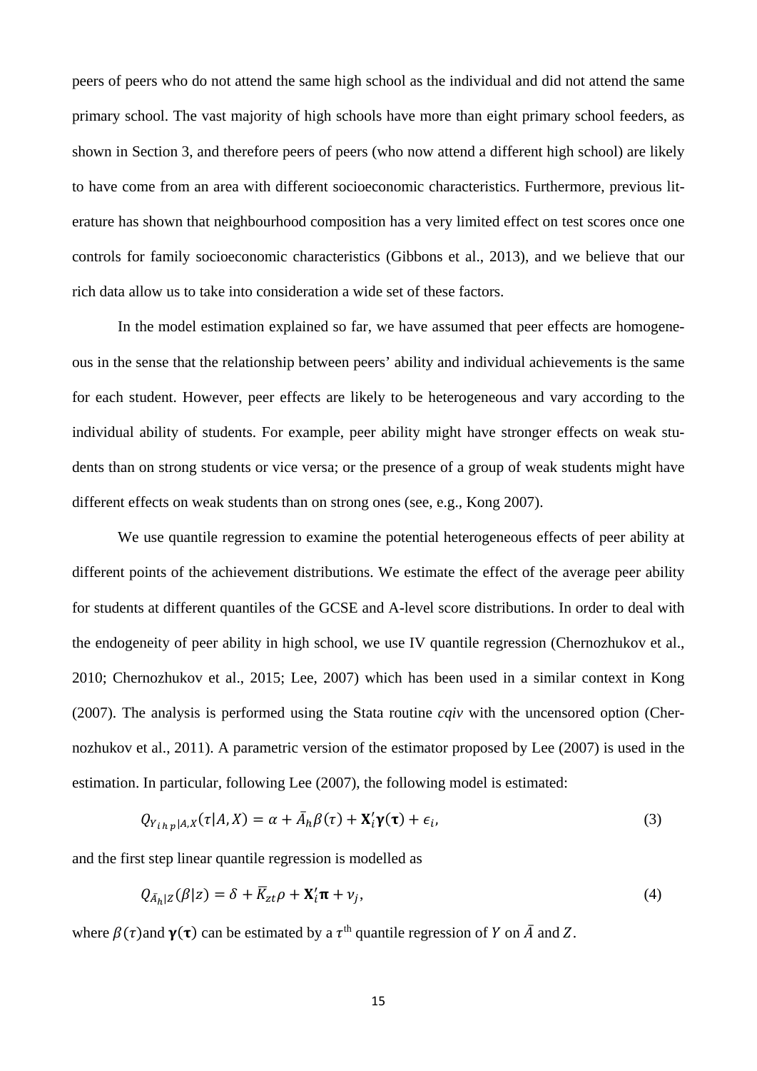peers of peers who do not attend the same high school as the individual and did not attend the same primary school. The vast majority of high schools have more than eight primary school feeders, as shown in Section 3, and therefore peers of peers (who now attend a different high school) are likely to have come from an area with different socioeconomic characteristics. Furthermore, previous literature has shown that neighbourhood composition has a very limited effect on test scores once one controls for family socioeconomic characteristics (Gibbons et al., 2013), and we believe that our rich data allow us to take into consideration a wide set of these factors.

In the model estimation explained so far, we have assumed that peer effects are homogeneous in the sense that the relationship between peers' ability and individual achievements is the same for each student. However, peer effects are likely to be heterogeneous and vary according to the individual ability of students. For example, peer ability might have stronger effects on weak students than on strong students or vice versa; or the presence of a group of weak students might have different effects on weak students than on strong ones (see, e.g., Kong 2007).

We use quantile regression to examine the potential heterogeneous effects of peer ability at different points of the achievement distributions. We estimate the effect of the average peer ability for students at different quantiles of the GCSE and A-level score distributions. In order to deal with the endogeneity of peer ability in high school, we use IV quantile regression (Chernozhukov et al., 2010; Chernozhukov et al., 2015; Lee, 2007) which has been used in a similar context in Kong (2007). The analysis is performed using the Stata routine *cqiv* with the uncensored option (Chernozhukov et al., 2011). A parametric version of the estimator proposed by Lee (2007) is used in the estimation. In particular, following Lee (2007), the following model is estimated:

$$Q_{Y_{i\,h\,p}|A,X}(\tau|A,X) = \alpha + \bar{A}_h\beta(\tau) + \mathbf{X}_i'\boldsymbol{\gamma}(\boldsymbol{\tau}) + \epsilon_i, \tag{3}$$

and the first step linear quantile regression is modelled as

$$Q_{\bar{A}_h|Z}(\beta|z) = \delta + \bar{K}_{zt}\rho + \mathbf{X}_i'\boldsymbol{\pi} + \nu_j, \tag{4}$$

where $\beta(\tau)$and $\boldsymbol{\gamma}(\boldsymbol{\tau})$ can be estimated by a $\tau^{\text{th}}$ quantile regression of $Y$ on $\bar{A}$ and $Z$.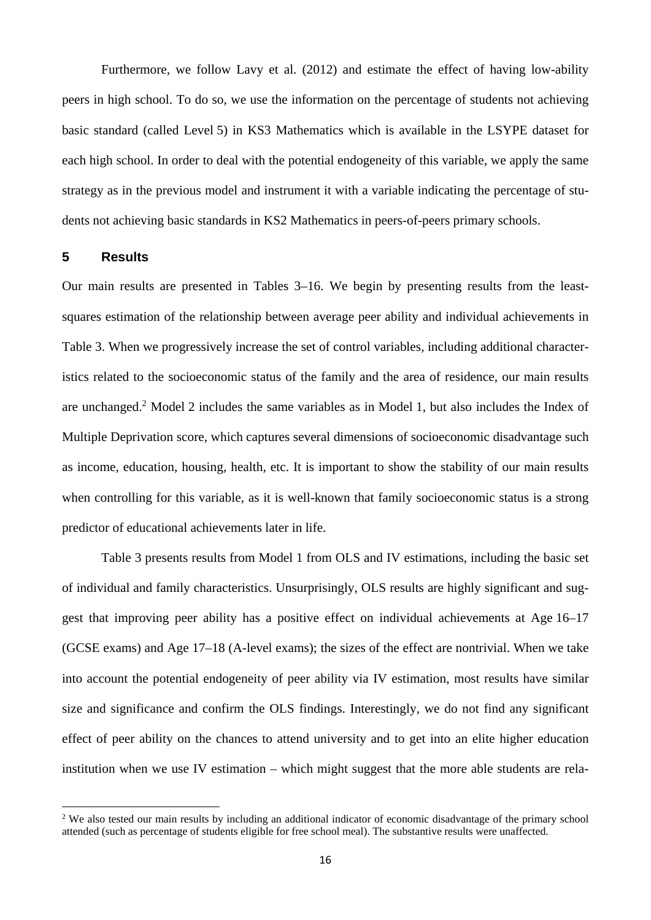Furthermore, we follow Lavy et al. (2012) and estimate the effect of having low-ability peers in high school. To do so, we use the information on the percentage of students not achieving basic standard (called Level 5) in KS3 Mathematics which is available in the LSYPE dataset for each high school. In order to deal with the potential endogeneity of this variable, we apply the same strategy as in the previous model and instrument it with a variable indicating the percentage of students not achieving basic standards in KS2 Mathematics in peers-of-peers primary schools.

## 5 Results

Our main results are presented in Tables 3–16. We begin by presenting results from the least-squares estimation of the relationship between average peer ability and individual achievements in Table 3. When we progressively increase the set of control variables, including additional characteristics related to the socioeconomic status of the family and the area of residence, our main results are unchanged.[2] Model 2 includes the same variables as in Model 1, but also includes the Index of Multiple Deprivation score, which captures several dimensions of socioeconomic disadvantage such as income, education, housing, health, etc. It is important to show the stability of our main results when controlling for this variable, as it is well-known that family socioeconomic status is a strong predictor of educational achievements later in life.

Table 3 presents results from Model 1 from OLS and IV estimations, including the basic set of individual and family characteristics. Unsurprisingly, OLS results are highly significant and suggest that improving peer ability has a positive effect on individual achievements at Age 16–17 (GCSE exams) and Age 17–18 (A-level exams); the sizes of the effect are nontrivial. When we take into account the potential endogeneity of peer ability via IV estimation, most results have similar size and significance and confirm the OLS findings. Interestingly, we do not find any significant effect of peer ability on the chances to attend university and to get into an elite higher education institution when we use IV estimation – which might suggest that the more able students are rela-

[2] We also tested our main results by including an additional indicator of economic disadvantage of the primary school attended (such as percentage of students eligible for free school meal). The substantive results were unaffected.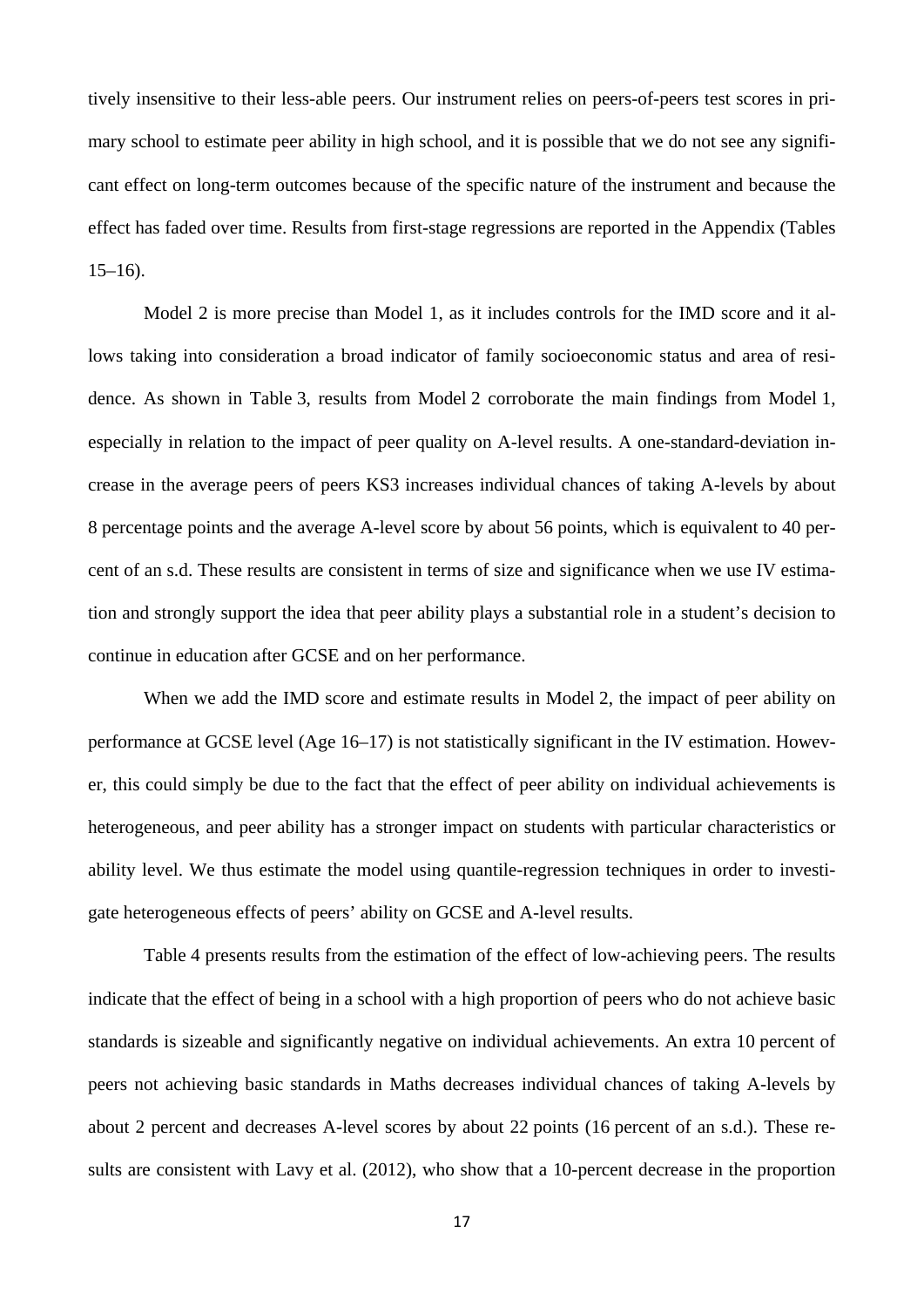tively insensitive to their less-able peers. Our instrument relies on peers-of-peers test scores in primary school to estimate peer ability in high school, and it is possible that we do not see any significant effect on long-term outcomes because of the specific nature of the instrument and because the effect has faded over time. Results from first-stage regressions are reported in the Appendix (Tables 15–16).

Model 2 is more precise than Model 1, as it includes controls for the IMD score and it allows taking into consideration a broad indicator of family socioeconomic status and area of residence. As shown in Table 3, results from Model 2 corroborate the main findings from Model 1, especially in relation to the impact of peer quality on A-level results. A one-standard-deviation increase in the average peers of peers KS3 increases individual chances of taking A-levels by about 8 percentage points and the average A-level score by about 56 points, which is equivalent to 40 percent of an s.d. These results are consistent in terms of size and significance when we use IV estimation and strongly support the idea that peer ability plays a substantial role in a student's decision to continue in education after GCSE and on her performance.

When we add the IMD score and estimate results in Model 2, the impact of peer ability on performance at GCSE level (Age 16–17) is not statistically significant in the IV estimation. However, this could simply be due to the fact that the effect of peer ability on individual achievements is heterogeneous, and peer ability has a stronger impact on students with particular characteristics or ability level. We thus estimate the model using quantile-regression techniques in order to investigate heterogeneous effects of peers' ability on GCSE and A-level results.

Table 4 presents results from the estimation of the effect of low-achieving peers. The results indicate that the effect of being in a school with a high proportion of peers who do not achieve basic standards is sizeable and significantly negative on individual achievements. An extra 10 percent of peers not achieving basic standards in Maths decreases individual chances of taking A-levels by about 2 percent and decreases A-level scores by about 22 points (16 percent of an s.d.). These results are consistent with Lavy et al. (2012), who show that a 10-percent decrease in the proportion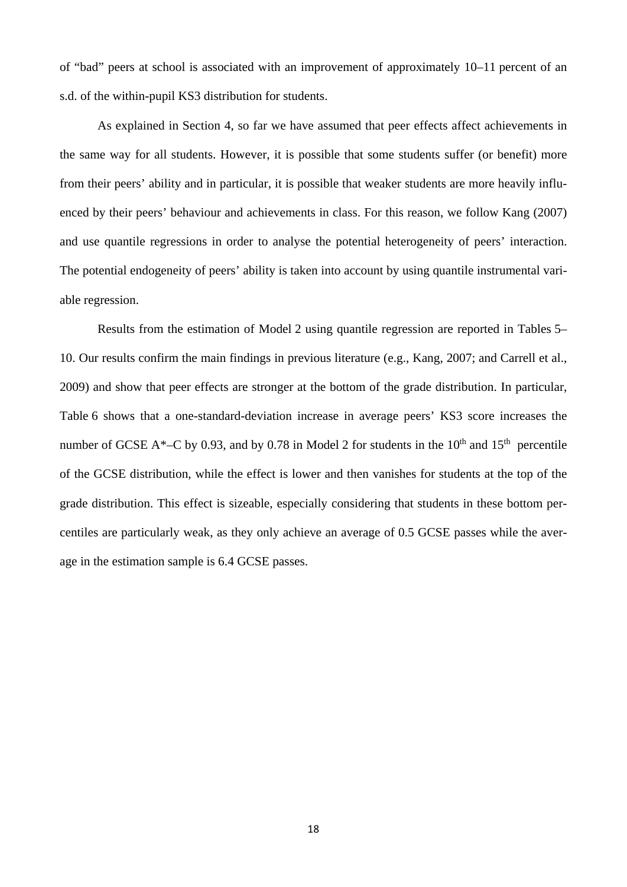of "bad" peers at school is associated with an improvement of approximately 10–11 percent of an s.d. of the within-pupil KS3 distribution for students.

As explained in Section 4, so far we have assumed that peer effects affect achievements in the same way for all students. However, it is possible that some students suffer (or benefit) more from their peers' ability and in particular, it is possible that weaker students are more heavily influenced by their peers' behaviour and achievements in class. For this reason, we follow Kang (2007) and use quantile regressions in order to analyse the potential heterogeneity of peers' interaction. The potential endogeneity of peers' ability is taken into account by using quantile instrumental variable regression.

Results from the estimation of Model 2 using quantile regression are reported in Tables 5–10. Our results confirm the main findings in previous literature (e.g., Kang, 2007; and Carrell et al., 2009) and show that peer effects are stronger at the bottom of the grade distribution. In particular, Table 6 shows that a one-standard-deviation increase in average peers' KS3 score increases the number of GCSE A*–C by 0.93, and by 0.78 in Model 2 for students in the $10^{th}$ and $15^{th}$ percentile of the GCSE distribution, while the effect is lower and then vanishes for students at the top of the grade distribution. This effect is sizeable, especially considering that students in these bottom percentiles are particularly weak, as they only achieve an average of 0.5 GCSE passes while the average in the estimation sample is 6.4 GCSE passes.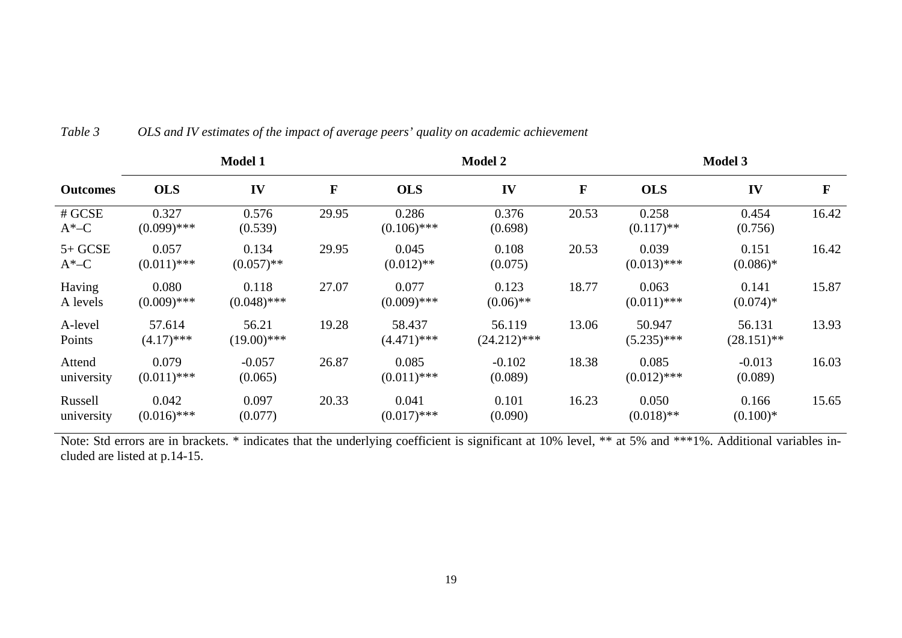*Table 3 OLS and IV estimates of the impact of average peers' quality on academic achievement*

| | Model 1 | | | Model 2 | | | Model 3 | | |
|---|---|---|---|---|---|---|---|---|---|
| **Outcomes** | **OLS** | **IV** | **F** | **OLS** | **IV** | **F** | **OLS** | **IV** | **F** |
| # GCSE A*–C | 0.327 (0.099)*** | 0.576 (0.539) | 29.95 | 0.286 (0.106)*** | 0.376 (0.698) | 20.53 | 0.258 (0.117)** | 0.454 (0.756) | 16.42 |
| 5+ GCSE A*–C | 0.057 (0.011)*** | 0.134 (0.057)** | 29.95 | 0.045 (0.012)** | 0.108 (0.075) | 20.53 | 0.039 (0.013)*** | 0.151 (0.086)* | 16.42 |
| Having A levels | 0.080 (0.009)*** | 0.118 (0.048)*** | 27.07 | 0.077 (0.009)*** | 0.123 (0.06)** | 18.77 | 0.063 (0.011)*** | 0.141 (0.074)* | 15.87 |
| A-level Points | 57.614 (4.17)*** | 56.21 (19.00)*** | 19.28 | 58.437 (4.471)*** | 56.119 (24.212)*** | 13.06 | 50.947 (5.235)*** | 56.131 (28.151)** | 13.93 |
| Attend university | 0.079 (0.011)*** | -0.057 (0.065) | 26.87 | 0.085 (0.011)*** | -0.102 (0.089) | 18.38 | 0.085 (0.012)*** | -0.013 (0.089) | 16.03 |
| Russell university | 0.042 (0.016)*** | 0.097 (0.077) | 20.33 | 0.041 (0.017)*** | 0.101 (0.090) | 16.23 | 0.050 (0.018)** | 0.166 (0.100)* | 15.65 |

Note: Std errors are in brackets. * indicates that the underlying coefficient is significant at 10% level, ** at 5% and ***1%. Additional variables included are listed at p.14-15.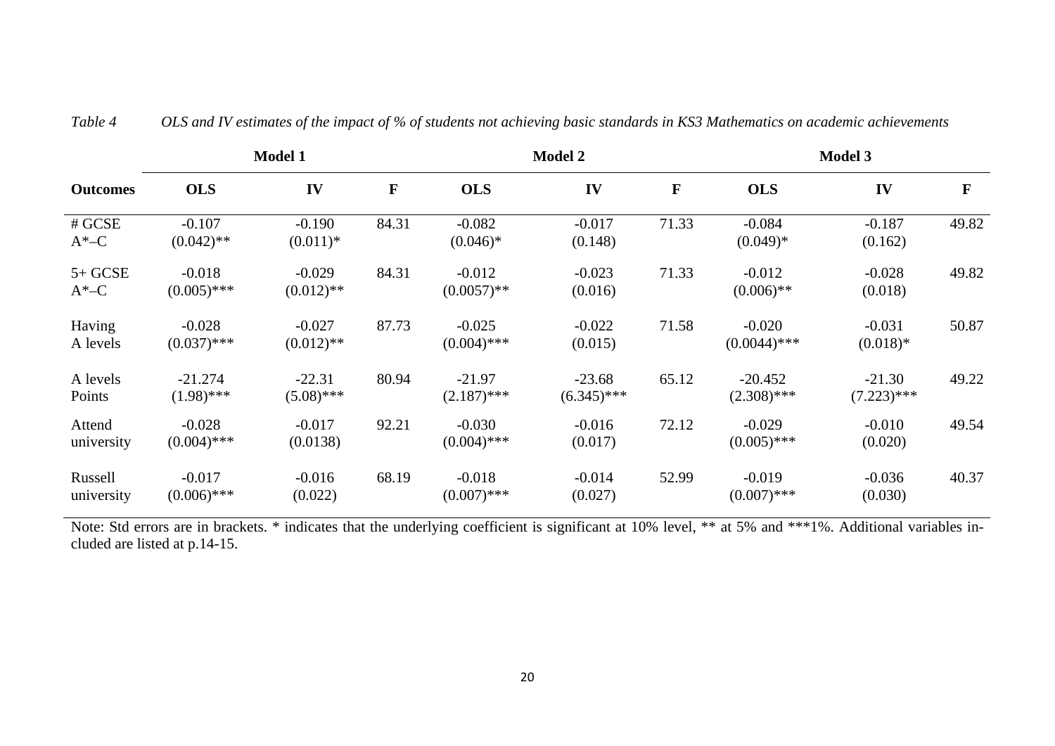*Table 4 OLS and IV estimates of the impact of % of students not achieving basic standards in KS3 Mathematics on academic achievements*

| | Model 1 | | | Model 2 | | | Model 3 | | |
|---|---|---|---|---|---|---|---|---|---|
| **Outcomes** | **OLS** | **IV** | **F** | **OLS** | **IV** | **F** | **OLS** | **IV** | **F** |
| # GCSE A*–C | -0.107 (0.042)** | -0.190 (0.011)* | 84.31 | -0.082 (0.046)* | -0.017 (0.148) | 71.33 | -0.084 (0.049)* | -0.187 (0.162) | 49.82 |
| 5+ GCSE A*–C | -0.018 (0.005)*** | -0.029 (0.012)** | 84.31 | -0.012 (0.0057)** | -0.023 (0.016) | 71.33 | -0.012 (0.006)** | -0.028 (0.018) | 49.82 |
| Having A levels | -0.028 (0.037)*** | -0.027 (0.012)** | 87.73 | -0.025 (0.004)*** | -0.022 (0.015) | 71.58 | -0.020 (0.0044)*** | -0.031 (0.018)* | 50.87 |
| A levels Points | -21.274 (1.98)*** | -22.31 (5.08)*** | 80.94 | -21.97 (2.187)*** | -23.68 (6.345)*** | 65.12 | -20.452 (2.308)*** | -21.30 (7.223)*** | 49.22 |
| Attend university | -0.028 (0.004)*** | -0.017 (0.0138) | 92.21 | -0.030 (0.004)*** | -0.016 (0.017) | 72.12 | -0.029 (0.005)*** | -0.010 (0.020) | 49.54 |
| Russell university | -0.017 (0.006)*** | -0.016 (0.022) | 68.19 | -0.018 (0.007)*** | -0.014 (0.027) | 52.99 | -0.019 (0.007)*** | -0.036 (0.030) | 40.37 |

Note: Std errors are in brackets. * indicates that the underlying coefficient is significant at 10% level, ** at 5% and ***1%. Additional variables included are listed at p.14-15.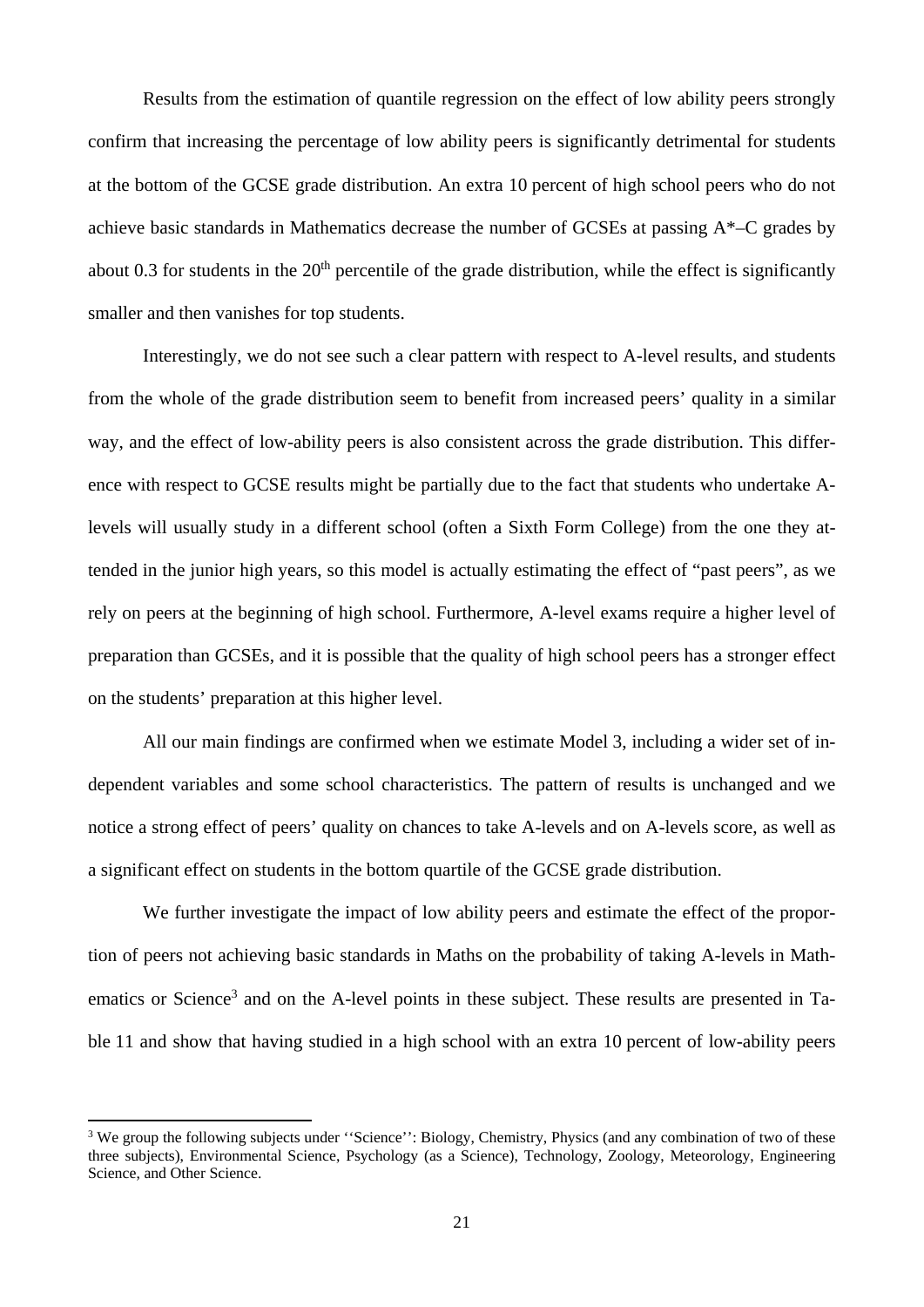Results from the estimation of quantile regression on the effect of low ability peers strongly confirm that increasing the percentage of low ability peers is significantly detrimental for students at the bottom of the GCSE grade distribution. An extra 10 percent of high school peers who do not achieve basic standards in Mathematics decrease the number of GCSEs at passing A*–C grades by about 0.3 for students in the $20^{th}$ percentile of the grade distribution, while the effect is significantly smaller and then vanishes for top students.

Interestingly, we do not see such a clear pattern with respect to A-level results, and students from the whole of the grade distribution seem to benefit from increased peers' quality in a similar way, and the effect of low-ability peers is also consistent across the grade distribution. This difference with respect to GCSE results might be partially due to the fact that students who undertake A-levels will usually study in a different school (often a Sixth Form College) from the one they attended in the junior high years, so this model is actually estimating the effect of "past peers", as we rely on peers at the beginning of high school. Furthermore, A-level exams require a higher level of preparation than GCSEs, and it is possible that the quality of high school peers has a stronger effect on the students' preparation at this higher level.

All our main findings are confirmed when we estimate Model 3, including a wider set of independent variables and some school characteristics. The pattern of results is unchanged and we notice a strong effect of peers' quality on chances to take A-levels and on A-levels score, as well as a significant effect on students in the bottom quartile of the GCSE grade distribution.

We further investigate the impact of low ability peers and estimate the effect of the proportion of peers not achieving basic standards in Maths on the probability of taking A-levels in Mathematics or Science[3] and on the A-level points in these subject. These results are presented in Table 11 and show that having studied in a high school with an extra 10 percent of low-ability peers

[3] We group the following subjects under ''Science'': Biology, Chemistry, Physics (and any combination of two of these three subjects), Environmental Science, Psychology (as a Science), Technology, Zoology, Meteorology, Engineering Science, and Other Science.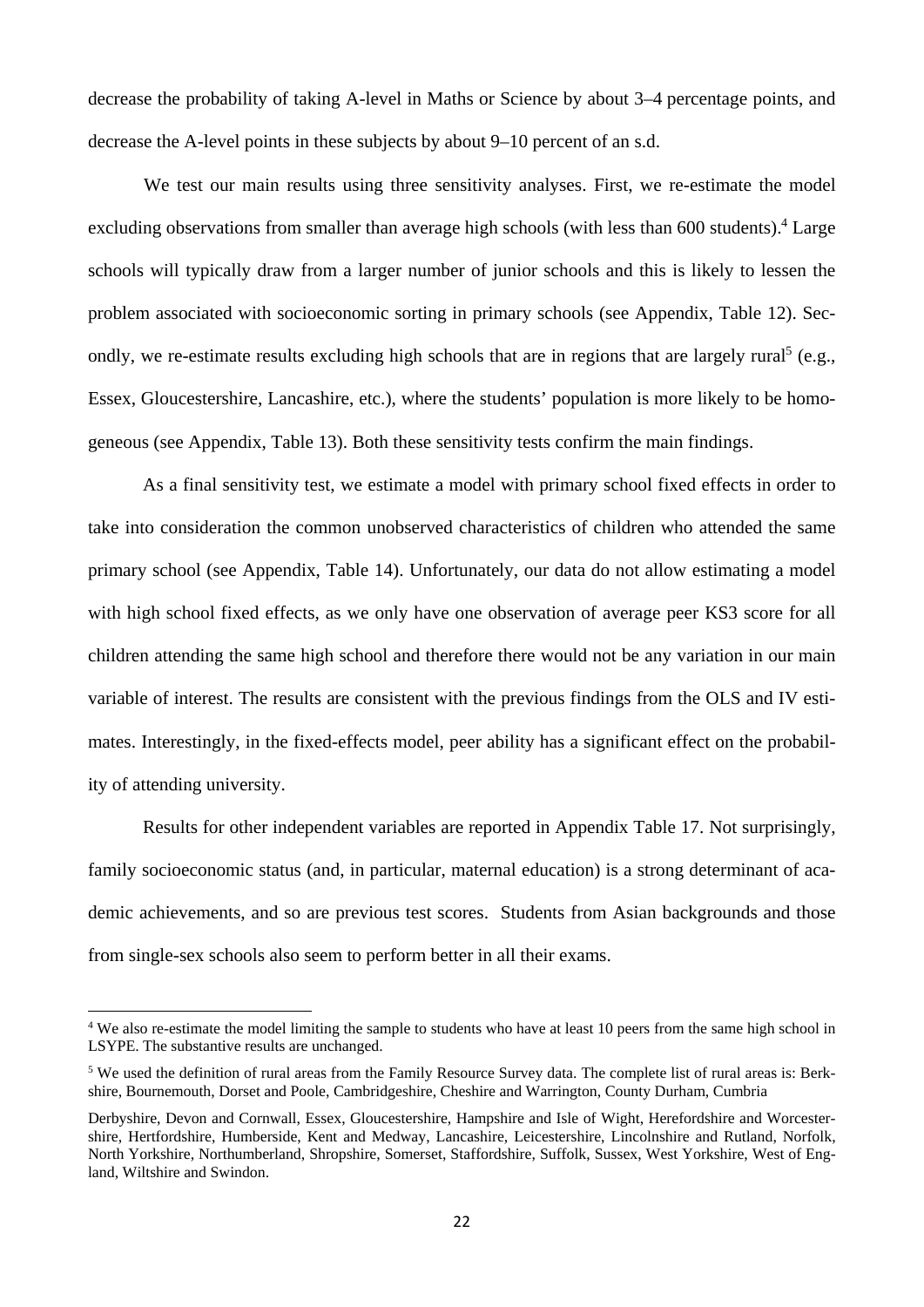decrease the probability of taking A-level in Maths or Science by about 3–4 percentage points, and decrease the A-level points in these subjects by about 9–10 percent of an s.d.

We test our main results using three sensitivity analyses. First, we re-estimate the model excluding observations from smaller than average high schools (with less than 600 students).[4] Large schools will typically draw from a larger number of junior schools and this is likely to lessen the problem associated with socioeconomic sorting in primary schools (see Appendix, Table 12). Secondly, we re-estimate results excluding high schools that are in regions that are largely rural[5] (e.g., Essex, Gloucestershire, Lancashire, etc.), where the students' population is more likely to be homogeneous (see Appendix, Table 13). Both these sensitivity tests confirm the main findings.

As a final sensitivity test, we estimate a model with primary school fixed effects in order to take into consideration the common unobserved characteristics of children who attended the same primary school (see Appendix, Table 14). Unfortunately, our data do not allow estimating a model with high school fixed effects, as we only have one observation of average peer KS3 score for all children attending the same high school and therefore there would not be any variation in our main variable of interest. The results are consistent with the previous findings from the OLS and IV estimates. Interestingly, in the fixed-effects model, peer ability has a significant effect on the probability of attending university.

Results for other independent variables are reported in Appendix Table 17. Not surprisingly, family socioeconomic status (and, in particular, maternal education) is a strong determinant of academic achievements, and so are previous test scores. Students from Asian backgrounds and those from single-sex schools also seem to perform better in all their exams.

---

[4] We also re-estimate the model limiting the sample to students who have at least 10 peers from the same high school in LSYPE. The substantive results are unchanged.

[5] We used the definition of rural areas from the Family Resource Survey data. The complete list of rural areas is: Berkshire, Bournemouth, Dorset and Poole, Cambridgeshire, Cheshire and Warrington, County Durham, Cumbria

Derbyshire, Devon and Cornwall, Essex, Gloucestershire, Hampshire and Isle of Wight, Herefordshire and Worcestershire, Hertfordshire, Humberside, Kent and Medway, Lancashire, Leicestershire, Lincolnshire and Rutland, Norfolk, North Yorkshire, Northumberland, Shropshire, Somerset, Staffordshire, Suffolk, Sussex, West Yorkshire, West of England, Wiltshire and Swindon.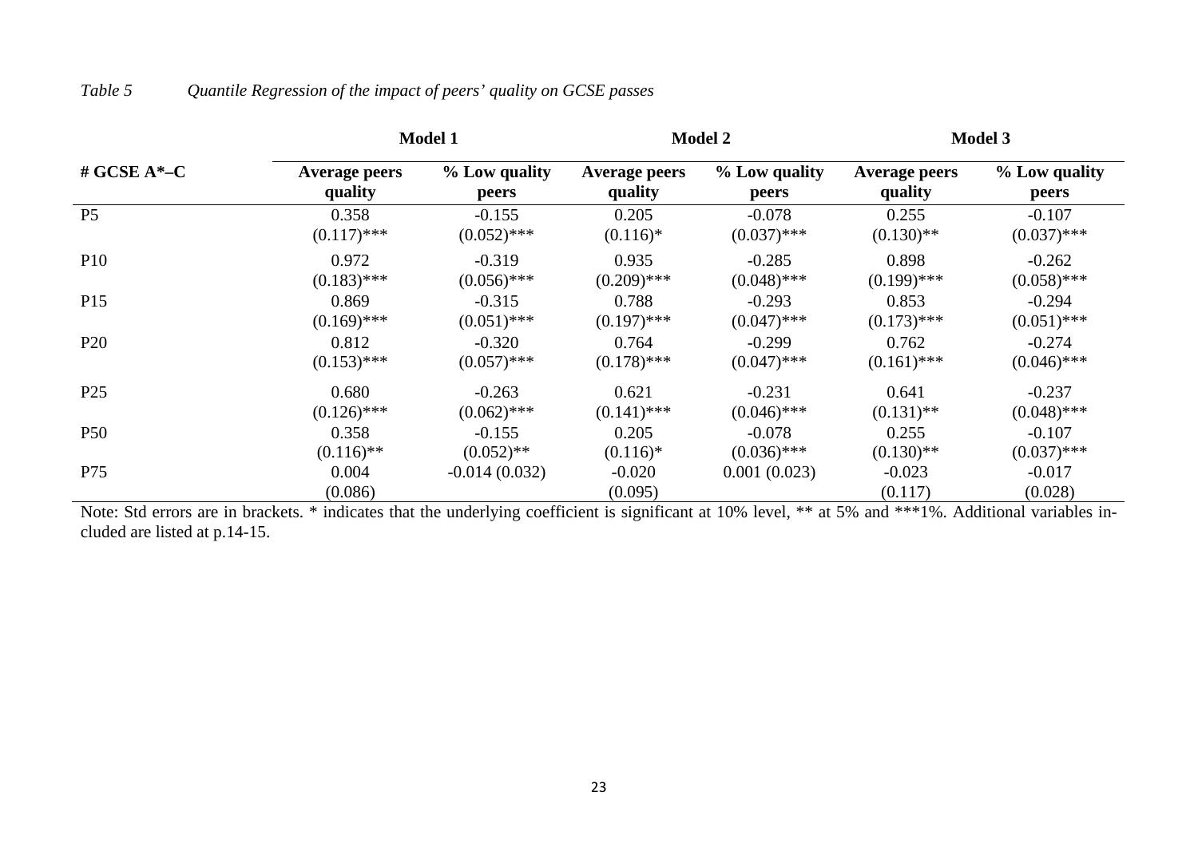*Table 5 Quantile Regression of the impact of peers' quality on GCSE passes*

| # GCSE A*–C | Model 1 | | Model 2 | | Model 3 | |
|---|---|---|---|---|---|---|
| | **Average peers quality** | **% Low quality peers** | **Average peers quality** | **% Low quality peers** | **Average peers quality** | **% Low quality peers** |
| P5 | 0.358<br>(0.117)*** | -0.155<br>(0.052)*** | 0.205<br>(0.116)* | -0.078<br>(0.037)*** | 0.255<br>(0.130)** | -0.107<br>(0.037)*** |
| P10 | 0.972<br>(0.183)*** | -0.319<br>(0.056)*** | 0.935<br>(0.209)*** | -0.285<br>(0.048)*** | 0.898<br>(0.199)*** | -0.262<br>(0.058)*** |
| P15 | 0.869<br>(0.169)*** | -0.315<br>(0.051)*** | 0.788<br>(0.197)*** | -0.293<br>(0.047)*** | 0.853<br>(0.173)*** | -0.294<br>(0.051)*** |
| P20 | 0.812<br>(0.153)*** | -0.320<br>(0.057)*** | 0.764<br>(0.178)*** | -0.299<br>(0.047)*** | 0.762<br>(0.161)*** | -0.274<br>(0.046)*** |
| P25 | 0.680<br>(0.126)*** | -0.263<br>(0.062)*** | 0.621<br>(0.141)*** | -0.231<br>(0.046)*** | 0.641<br>(0.131)** | -0.237<br>(0.048)*** |
| P50 | 0.358<br>(0.116)** | -0.155<br>(0.052)** | 0.205<br>(0.116)* | -0.078<br>(0.036)*** | 0.255<br>(0.130)** | -0.107<br>(0.037)*** |
| P75 | 0.004<br>(0.086) | -0.014 (0.032) | -0.020<br>(0.095) | 0.001 (0.023) | -0.023<br>(0.117) | -0.017<br>(0.028) |

Note: Std errors are in brackets. * indicates that the underlying coefficient is significant at 10% level, ** at 5% and ***1%. Additional variables included are listed at p.14-15.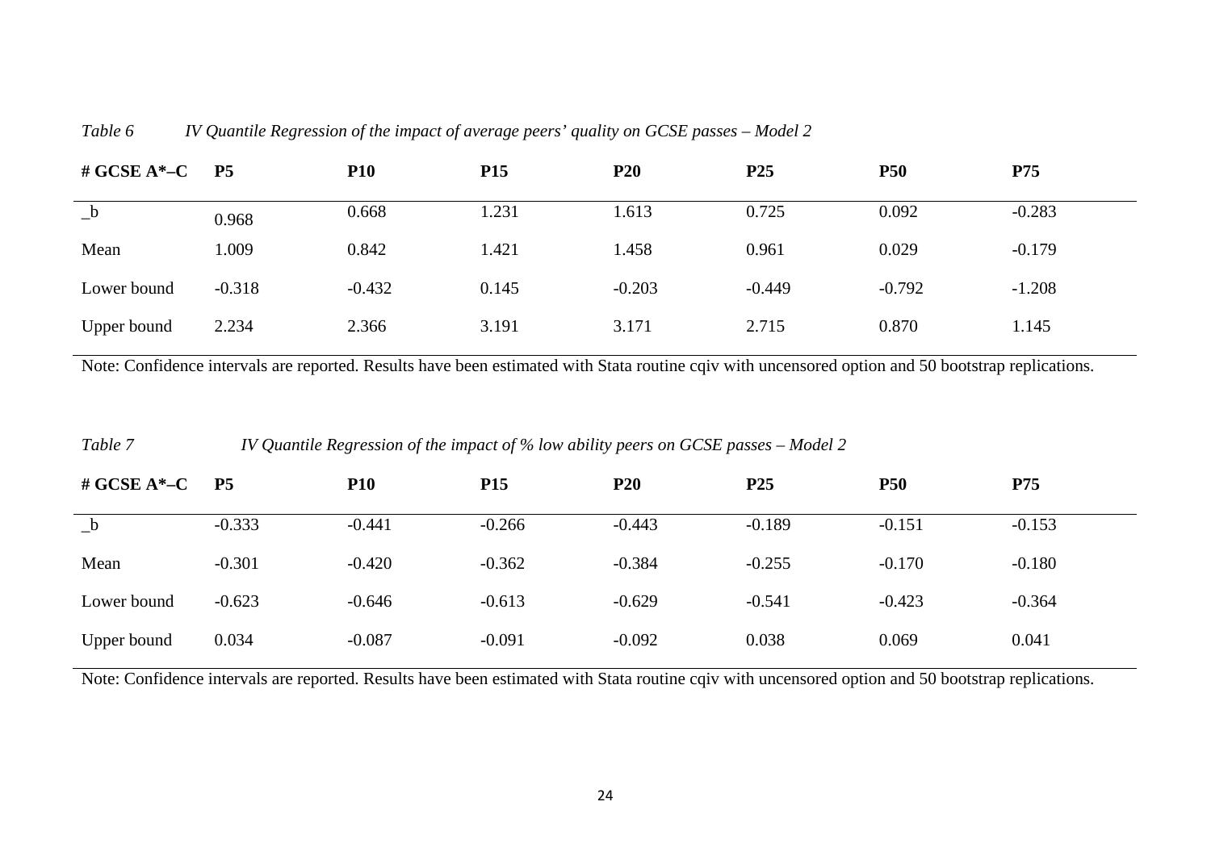*Table 6 IV Quantile Regression of the impact of average peers' quality on GCSE passes – Model 2*

| # GCSE A*–C | P5 | P10 | P15 | P20 | P25 | P50 | P75 |
|---|---|---|---|---|---|---|---|
| _b | 0.968 | 0.668 | 1.231 | 1.613 | 0.725 | 0.092 | -0.283 |
| Mean | 1.009 | 0.842 | 1.421 | 1.458 | 0.961 | 0.029 | -0.179 |
| Lower bound | -0.318 | -0.432 | 0.145 | -0.203 | -0.449 | -0.792 | -1.208 |
| Upper bound | 2.234 | 2.366 | 3.191 | 3.171 | 2.715 | 0.870 | 1.145 |

Note: Confidence intervals are reported. Results have been estimated with Stata routine cqiv with uncensored option and 50 bootstrap replications.

*Table 7 IV Quantile Regression of the impact of % low ability peers on GCSE passes – Model 2*

| # GCSE A*–C | P5 | P10 | P15 | P20 | P25 | P50 | P75 |
|---|---|---|---|---|---|---|---|
| _b | -0.333 | -0.441 | -0.266 | -0.443 | -0.189 | -0.151 | -0.153 |
| Mean | -0.301 | -0.420 | -0.362 | -0.384 | -0.255 | -0.170 | -0.180 |
| Lower bound | -0.623 | -0.646 | -0.613 | -0.629 | -0.541 | -0.423 | -0.364 |
| Upper bound | 0.034 | -0.087 | -0.091 | -0.092 | 0.038 | 0.069 | 0.041 |

Note: Confidence intervals are reported. Results have been estimated with Stata routine cqiv with uncensored option and 50 bootstrap replications.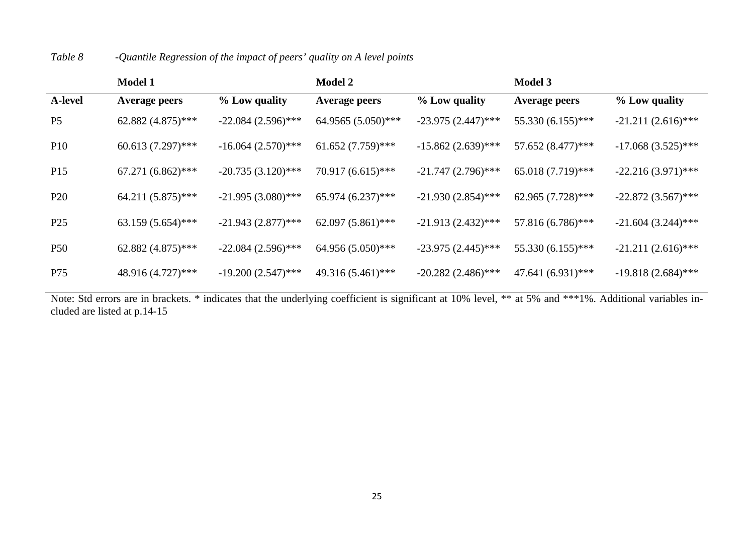*Table 8 -Quantile Regression of the impact of peers' quality on A level points*

| | Model 1 | | Model 2 | | Model 3 | |
|---|---|---|---|---|---|---|
| **A-level** | **Average peers** | **% Low quality** | **Average peers** | **% Low quality** | **Average peers** | **% Low quality** |
| P5 | 62.882 (4.875)*** | -22.084 (2.596)*** | 64.9565 (5.050)*** | -23.975 (2.447)*** | 55.330 (6.155)*** | -21.211 (2.616)*** |
| P10 | 60.613 (7.297)*** | -16.064 (2.570)*** | 61.652 (7.759)*** | -15.862 (2.639)*** | 57.652 (8.477)*** | -17.068 (3.525)*** |
| P15 | 67.271 (6.862)*** | -20.735 (3.120)*** | 70.917 (6.615)*** | -21.747 (2.796)*** | 65.018 (7.719)*** | -22.216 (3.971)*** |
| P20 | 64.211 (5.875)*** | -21.995 (3.080)*** | 65.974 (6.237)*** | -21.930 (2.854)*** | 62.965 (7.728)*** | -22.872 (3.567)*** |
| P25 | 63.159 (5.654)*** | -21.943 (2.877)*** | 62.097 (5.861)*** | -21.913 (2.432)*** | 57.816 (6.786)*** | -21.604 (3.244)*** |
| P50 | 62.882 (4.875)*** | -22.084 (2.596)*** | 64.956 (5.050)*** | -23.975 (2.445)*** | 55.330 (6.155)*** | -21.211 (2.616)*** |
| P75 | 48.916 (4.727)*** | -19.200 (2.547)*** | 49.316 (5.461)*** | -20.282 (2.486)*** | 47.641 (6.931)*** | -19.818 (2.684)*** |

Note: Std errors are in brackets. * indicates that the underlying coefficient is significant at 10% level, ** at 5% and ***1%. Additional variables included are listed at p.14-15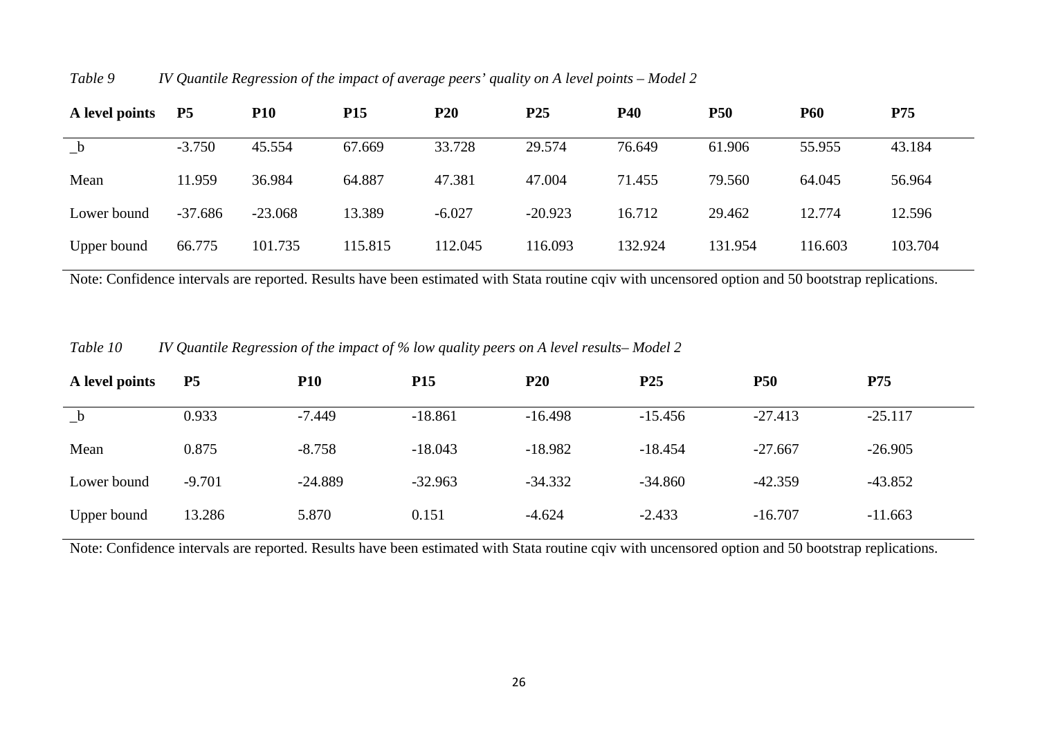*Table 9 IV Quantile Regression of the impact of average peers' quality on A level points – Model 2*

| A level points | P5 | P10 | P15 | P20 | P25 | P40 | P50 | P60 | P75 |
|---|---|---|---|---|---|---|---|---|---|
| _b | -3.750 | 45.554 | 67.669 | 33.728 | 29.574 | 76.649 | 61.906 | 55.955 | 43.184 |
| Mean | 11.959 | 36.984 | 64.887 | 47.381 | 47.004 | 71.455 | 79.560 | 64.045 | 56.964 |
| Lower bound | -37.686 | -23.068 | 13.389 | -6.027 | -20.923 | 16.712 | 29.462 | 12.774 | 12.596 |
| Upper bound | 66.775 | 101.735 | 115.815 | 112.045 | 116.093 | 132.924 | 131.954 | 116.603 | 103.704 |

Note: Confidence intervals are reported. Results have been estimated with Stata routine cqiv with uncensored option and 50 bootstrap replications.

*Table 10 IV Quantile Regression of the impact of % low quality peers on A level results– Model 2*

| A level points | P5 | P10 | P15 | P20 | P25 | P50 | P75 |
|---|---|---|---|---|---|---|---|
| _b | 0.933 | -7.449 | -18.861 | -16.498 | -15.456 | -27.413 | -25.117 |
| Mean | 0.875 | -8.758 | -18.043 | -18.982 | -18.454 | -27.667 | -26.905 |
| Lower bound | -9.701 | -24.889 | -32.963 | -34.332 | -34.860 | -42.359 | -43.852 |
| Upper bound | 13.286 | 5.870 | 0.151 | -4.624 | -2.433 | -16.707 | -11.663 |

Note: Confidence intervals are reported. Results have been estimated with Stata routine cqiv with uncensored option and 50 bootstrap replications.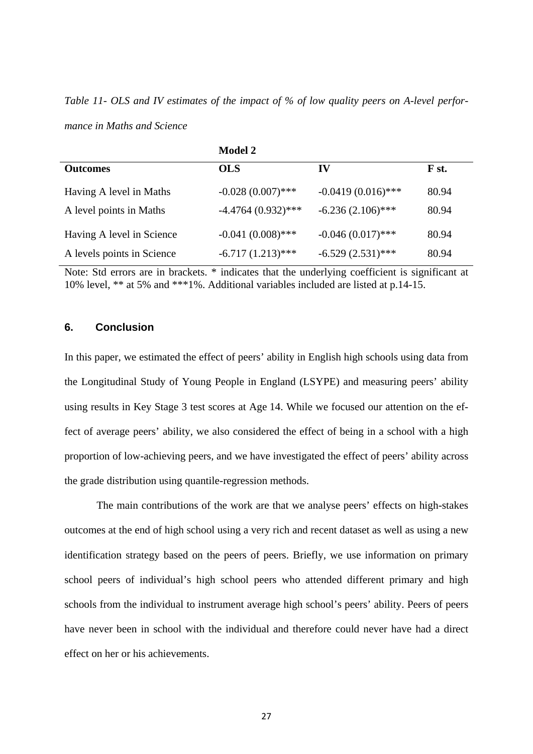*Table 11- OLS and IV estimates of the impact of % of low quality peers on A-level performance in Maths and Science*

| | Model 2 | | |
|---|---|---|---|
| **Outcomes** | **OLS** | **IV** | **F st.** |
| Having A level in Maths | -0.028 (0.007)*** | -0.0419 (0.016)*** | 80.94 |
| A level points in Maths | -4.4764 (0.932)*** | -6.236 (2.106)*** | 80.94 |
| Having A level in Science | -0.041 (0.008)*** | -0.046 (0.017)*** | 80.94 |
| A levels points in Science | -6.717 (1.213)*** | -6.529 (2.531)*** | 80.94 |

Note: Std errors are in brackets. * indicates that the underlying coefficient is significant at 10% level, ** at 5% and ***1%. Additional variables included are listed at p.14-15.

## 6. Conclusion

In this paper, we estimated the effect of peers' ability in English high schools using data from the Longitudinal Study of Young People in England (LSYPE) and measuring peers' ability using results in Key Stage 3 test scores at Age 14. While we focused our attention on the effect of average peers' ability, we also considered the effect of being in a school with a high proportion of low-achieving peers, and we have investigated the effect of peers' ability across the grade distribution using quantile-regression methods.

The main contributions of the work are that we analyse peers' effects on high-stakes outcomes at the end of high school using a very rich and recent dataset as well as using a new identification strategy based on the peers of peers. Briefly, we use information on primary school peers of individual's high school peers who attended different primary and high schools from the individual to instrument average high school's peers' ability. Peers of peers have never been in school with the individual and therefore could never have had a direct effect on her or his achievements.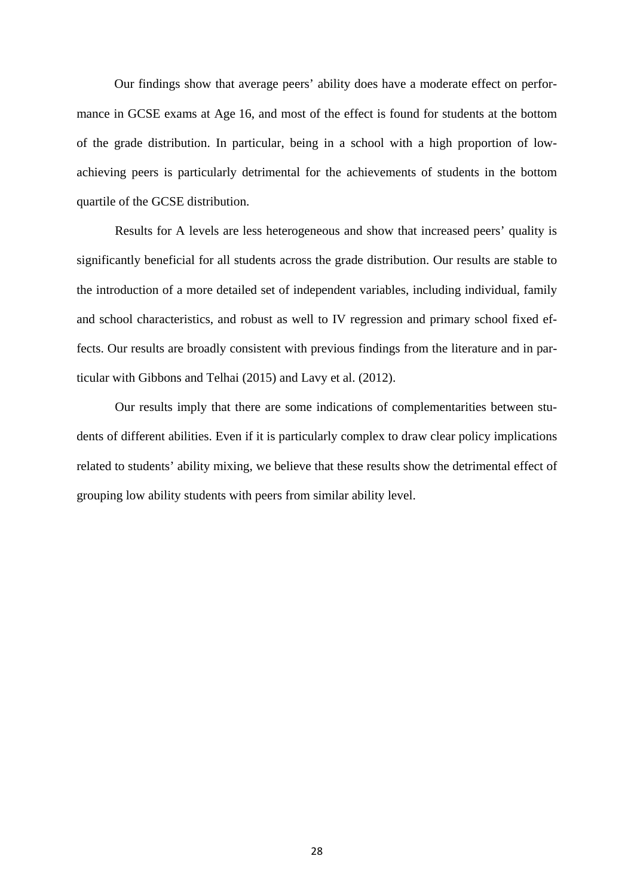Our findings show that average peers' ability does have a moderate effect on performance in GCSE exams at Age 16, and most of the effect is found for students at the bottom of the grade distribution. In particular, being in a school with a high proportion of low-achieving peers is particularly detrimental for the achievements of students in the bottom quartile of the GCSE distribution.

Results for A levels are less heterogeneous and show that increased peers' quality is significantly beneficial for all students across the grade distribution. Our results are stable to the introduction of a more detailed set of independent variables, including individual, family and school characteristics, and robust as well to IV regression and primary school fixed effects. Our results are broadly consistent with previous findings from the literature and in particular with Gibbons and Telhai (2015) and Lavy et al. (2012).

Our results imply that there are some indications of complementarities between students of different abilities. Even if it is particularly complex to draw clear policy implications related to students' ability mixing, we believe that these results show the detrimental effect of grouping low ability students with peers from similar ability level.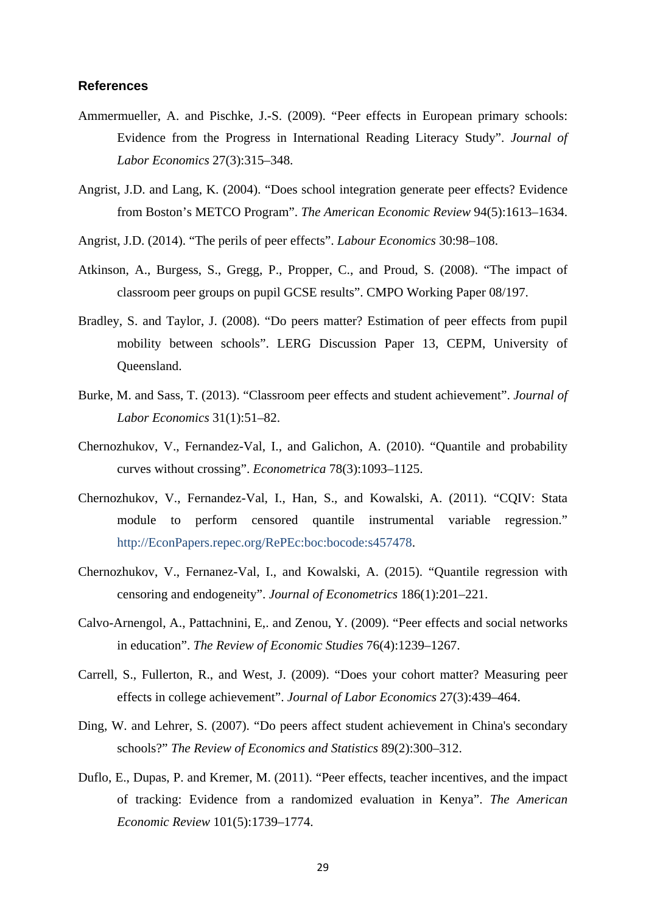## References

Ammermueller, A. and Pischke, J.-S. (2009). “Peer effects in European primary schools: Evidence from the Progress in International Reading Literacy Study”. *Journal of Labor Economics* 27(3):315–348.

Angrist, J.D. and Lang, K. (2004). “Does school integration generate peer effects? Evidence from Boston’s METCO Program”. *The American Economic Review* 94(5):1613–1634.

Angrist, J.D. (2014). “The perils of peer effects”. *Labour Economics* 30:98–108.

Atkinson, A., Burgess, S., Gregg, P., Propper, C., and Proud, S. (2008). “The impact of classroom peer groups on pupil GCSE results”. CMPO Working Paper 08/197.

Bradley, S. and Taylor, J. (2008). “Do peers matter? Estimation of peer effects from pupil mobility between schools”. LERG Discussion Paper 13, CEPM, University of Queensland.

Burke, M. and Sass, T. (2013). “Classroom peer effects and student achievement”. *Journal of Labor Economics* 31(1):51–82.

Chernozhukov, V., Fernandez-Val, I., and Galichon, A. (2010). “Quantile and probability curves without crossing”. *Econometrica* 78(3):1093–1125.

Chernozhukov, V., Fernandez-Val, I., Han, S., and Kowalski, A. (2011). “CQIV: Stata module to perform censored quantile instrumental variable regression.” http://EconPapers.repec.org/RePEc:boc:bocode:s457478.

Chernozhukov, V., Fernanez-Val, I., and Kowalski, A. (2015). “Quantile regression with censoring and endogeneity”. *Journal of Econometrics* 186(1):201–221.

Calvo-Arnengol, A., Pattachnini, E,. and Zenou, Y. (2009). “Peer effects and social networks in education”. *The Review of Economic Studies* 76(4):1239–1267.

Carrell, S., Fullerton, R., and West, J. (2009). “Does your cohort matter? Measuring peer effects in college achievement”. *Journal of Labor Economics* 27(3):439–464.

Ding, W. and Lehrer, S. (2007). “Do peers affect student achievement in China's secondary schools?” *The Review of Economics and Statistics* 89(2):300–312.

Duflo, E., Dupas, P. and Kremer, M. (2011). “Peer effects, teacher incentives, and the impact of tracking: Evidence from a randomized evaluation in Kenya”. *The American Economic Review* 101(5):1739–1774.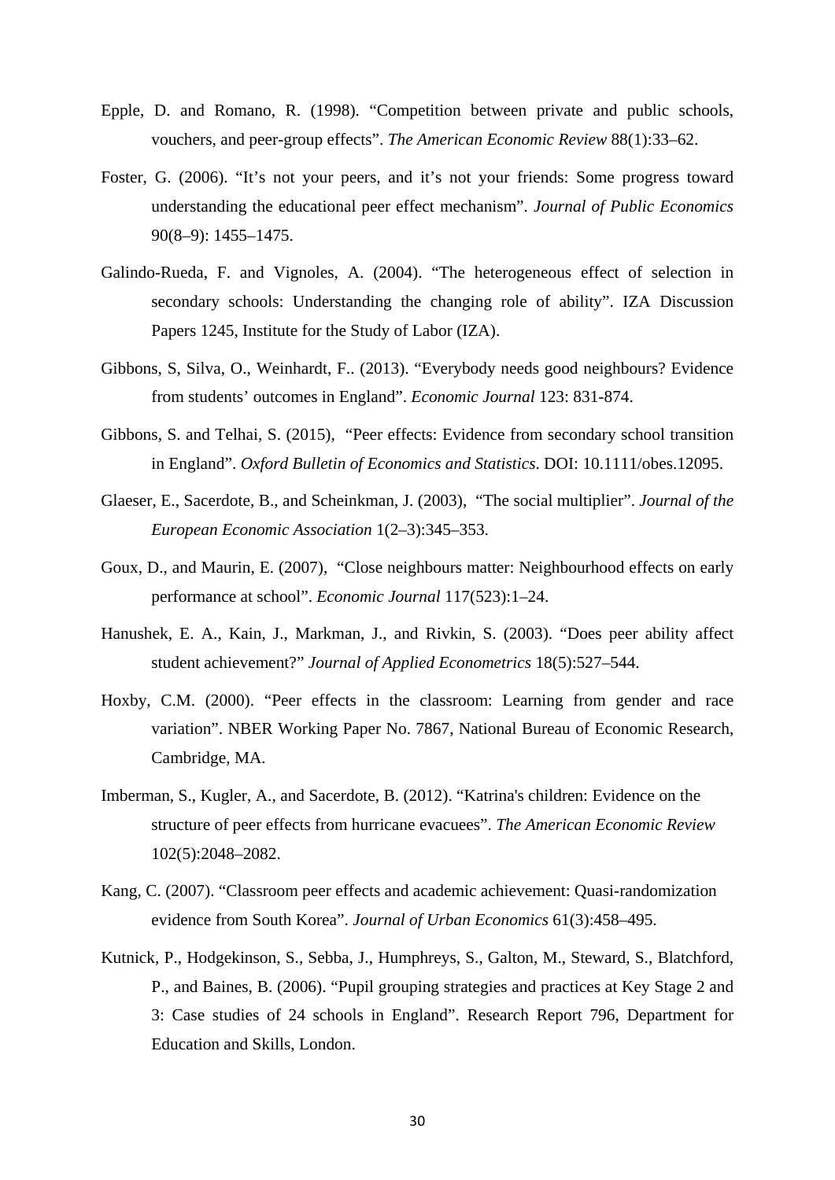Epple, D. and Romano, R. (1998). "Competition between private and public schools, vouchers, and peer-group effects". *The American Economic Review* 88(1):33–62.

Foster, G. (2006). "It's not your peers, and it's not your friends: Some progress toward understanding the educational peer effect mechanism". *Journal of Public Economics* 90(8–9): 1455–1475.

Galindo-Rueda, F. and Vignoles, A. (2004). "The heterogeneous effect of selection in secondary schools: Understanding the changing role of ability". IZA Discussion Papers 1245, Institute for the Study of Labor (IZA).

Gibbons, S, Silva, O., Weinhardt, F.. (2013). "Everybody needs good neighbours? Evidence from students' outcomes in England". *Economic Journal* 123: 831-874.

Gibbons, S. and Telhai, S. (2015), "Peer effects: Evidence from secondary school transition in England". *Oxford Bulletin of Economics and Statistics*. DOI: 10.1111/obes.12095.

Glaeser, E., Sacerdote, B., and Scheinkman, J. (2003), "The social multiplier". *Journal of the European Economic Association* 1(2–3):345–353.

Goux, D., and Maurin, E. (2007), "Close neighbours matter: Neighbourhood effects on early performance at school". *Economic Journal* 117(523):1–24.

Hanushek, E. A., Kain, J., Markman, J., and Rivkin, S. (2003). "Does peer ability affect student achievement?" *Journal of Applied Econometrics* 18(5):527–544.

Hoxby, C.M. (2000). "Peer effects in the classroom: Learning from gender and race variation". NBER Working Paper No. 7867, National Bureau of Economic Research, Cambridge, MA.

Imberman, S., Kugler, A., and Sacerdote, B. (2012). "Katrina's children: Evidence on the structure of peer effects from hurricane evacuees". *The American Economic Review* 102(5):2048–2082.

Kang, C. (2007). "Classroom peer effects and academic achievement: Quasi-randomization evidence from South Korea". *Journal of Urban Economics* 61(3):458–495.

Kutnick, P., Hodgekinson, S., Sebba, J., Humphreys, S., Galton, M., Steward, S., Blatchford, P., and Baines, B. (2006). "Pupil grouping strategies and practices at Key Stage 2 and 3: Case studies of 24 schools in England". Research Report 796, Department for Education and Skills, London.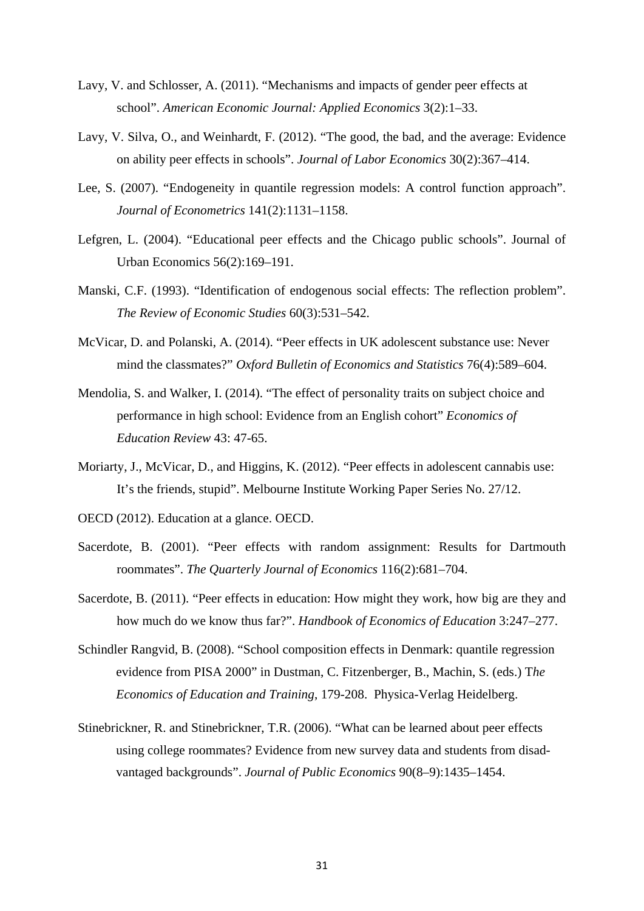Lavy, V. and Schlosser, A. (2011). "Mechanisms and impacts of gender peer effects at school". *American Economic Journal: Applied Economics* 3(2):1–33.

Lavy, V. Silva, O., and Weinhardt, F. (2012). "The good, the bad, and the average: Evidence on ability peer effects in schools". *Journal of Labor Economics* 30(2):367–414.

Lee, S. (2007). "Endogeneity in quantile regression models: A control function approach". *Journal of Econometrics* 141(2):1131–1158.

Lefgren, L. (2004). "Educational peer effects and the Chicago public schools". Journal of Urban Economics 56(2):169–191.

Manski, C.F. (1993). "Identification of endogenous social effects: The reflection problem". *The Review of Economic Studies* 60(3):531–542.

McVicar, D. and Polanski, A. (2014). "Peer effects in UK adolescent substance use: Never mind the classmates?" *Oxford Bulletin of Economics and Statistics* 76(4):589–604.

Mendolia, S. and Walker, I. (2014). "The effect of personality traits on subject choice and performance in high school: Evidence from an English cohort" *Economics of Education Review* 43: 47-65.

Moriarty, J., McVicar, D., and Higgins, K. (2012). "Peer effects in adolescent cannabis use: It's the friends, stupid". Melbourne Institute Working Paper Series No. 27/12.

OECD (2012). Education at a glance. OECD.

Sacerdote, B. (2001). "Peer effects with random assignment: Results for Dartmouth roommates". *The Quarterly Journal of Economics* 116(2):681–704.

Sacerdote, B. (2011). "Peer effects in education: How might they work, how big are they and how much do we know thus far?". *Handbook of Economics of Education* 3:247–277.

Schindler Rangvid, B. (2008). "School composition effects in Denmark: quantile regression evidence from PISA 2000" in Dustman, C. Fitzenberger, B., Machin, S. (eds.) *The Economics of Education and Training*, 179-208. Physica-Verlag Heidelberg.

Stinebrickner, R. and Stinebrickner, T.R. (2006). "What can be learned about peer effects using college roommates? Evidence from new survey data and students from disadvantaged backgrounds". *Journal of Public Economics* 90(8–9):1435–1454.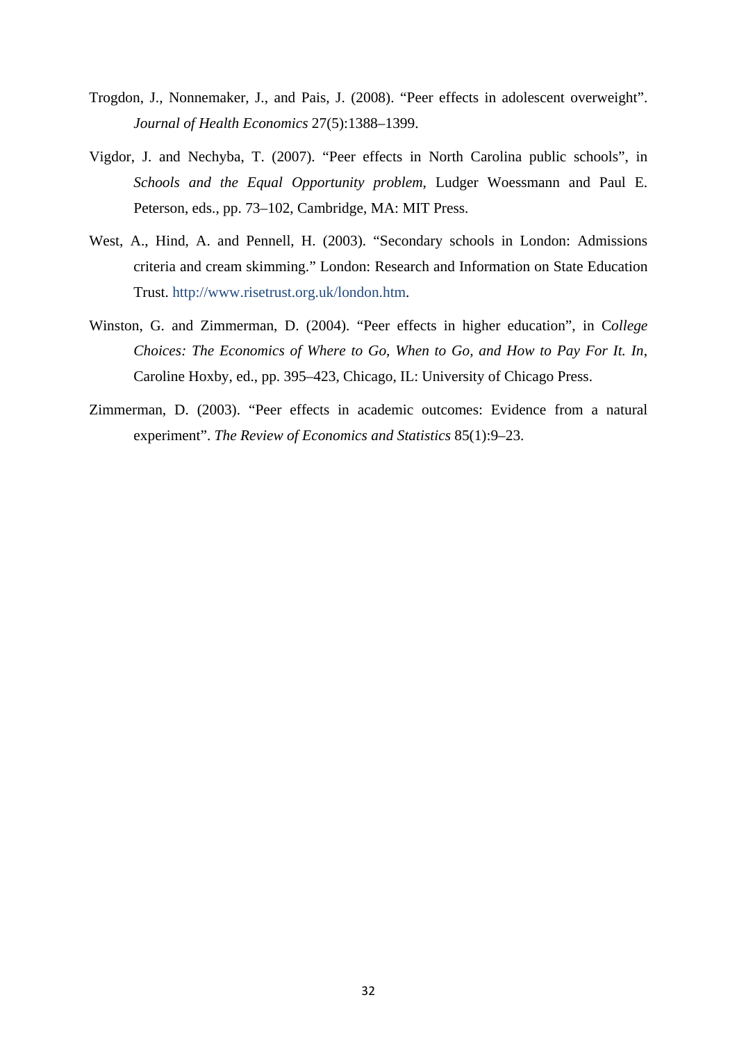Trogdon, J., Nonnemaker, J., and Pais, J. (2008). “Peer effects in adolescent overweight”. *Journal of Health Economics* 27(5):1388–1399.

Vigdor, J. and Nechyba, T. (2007). “Peer effects in North Carolina public schools”, in *Schools and the Equal Opportunity problem*, Ludger Woessmann and Paul E. Peterson, eds., pp. 73–102, Cambridge, MA: MIT Press.

West, A., Hind, A. and Pennell, H. (2003). “Secondary schools in London: Admissions criteria and cream skimming.” London: Research and Information on State Education Trust. http://www.risetrust.org.uk/london.htm.

Winston, G. and Zimmerman, D. (2004). “Peer effects in higher education”, in C*ollege Choices: The Economics of Where to Go, When to Go, and How to Pay For It. In*, Caroline Hoxby, ed., pp. 395–423, Chicago, IL: University of Chicago Press.

Zimmerman, D. (2003). “Peer effects in academic outcomes: Evidence from a natural experiment”. *The Review of Economics and Statistics* 85(1):9–23.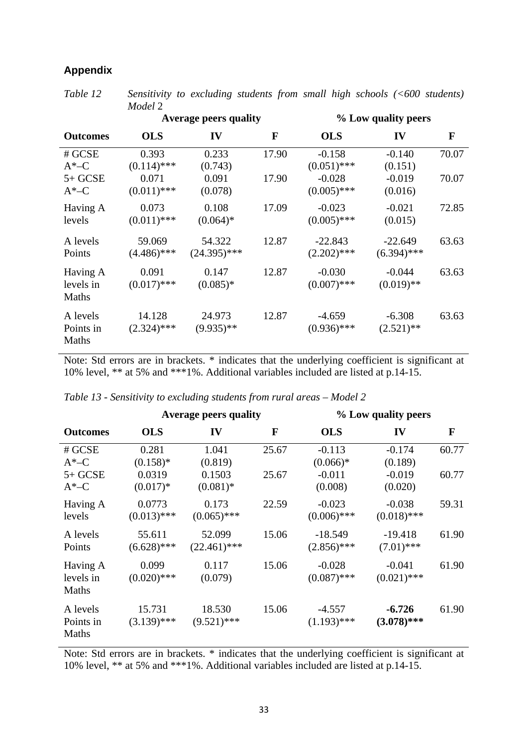## Appendix

*Table 12 Sensitivity to excluding students from small high schools (<600 students) Model 2*

| | Average peers quality | | | % Low quality peers | | |
|---|---|---|---|---|---|---|
| **Outcomes** | **OLS** | **IV** | **F** | **OLS** | **IV** | **F** |
| # GCSE A*–C | 0.393 (0.114)*** | 0.233 (0.743) | 17.90 | -0.158 (0.051)*** | -0.140 (0.151) | 70.07 |
| 5+ GCSE A*–C | 0.071 (0.011)*** | 0.091 (0.078) | 17.90 | -0.028 (0.005)*** | -0.019 (0.016) | 70.07 |
| Having A levels | 0.073 (0.011)*** | 0.108 (0.064)* | 17.09 | -0.023 (0.005)*** | -0.021 (0.015) | 72.85 |
| A levels Points | 59.069 (4.486)*** | 54.322 (24.395)*** | 12.87 | -22.843 (2.202)*** | -22.649 (6.394)*** | 63.63 |
| Having A levels in Maths | 0.091 (0.017)*** | 0.147 (0.085)* | 12.87 | -0.030 (0.007)*** | -0.044 (0.019)** | 63.63 |
| A levels Points in Maths | 14.128 (2.324)*** | 24.973 (9.935)** | 12.87 | -4.659 (0.936)*** | -6.308 (2.521)** | 63.63 |

Note: Std errors are in brackets. * indicates that the underlying coefficient is significant at 10% level, ** at 5% and ***1%. Additional variables included are listed at p.14-15.

*Table 13 - Sensitivity to excluding students from rural areas – Model 2*

| | Average peers quality | | | % Low quality peers | | |
|---|---|---|---|---|---|---|
| **Outcomes** | **OLS** | **IV** | **F** | **OLS** | **IV** | **F** |
| # GCSE A*–C | 0.281 (0.158)* | 1.041 (0.819) | 25.67 | -0.113 (0.066)* | -0.174 (0.189) | 60.77 |
| 5+ GCSE A*–C | 0.0319 (0.017)* | 0.1503 (0.081)* | 25.67 | -0.011 (0.008) | -0.019 (0.020) | 60.77 |
| Having A levels | 0.0773 (0.013)*** | 0.173 (0.065)*** | 22.59 | -0.023 (0.006)*** | -0.038 (0.018)*** | 59.31 |
| A levels Points | 55.611 (6.628)*** | 52.099 (22.461)*** | 15.06 | -18.549 (2.856)*** | -19.418 (7.01)*** | 61.90 |
| Having A levels in Maths | 0.099 (0.020)*** | 0.117 (0.079) | 15.06 | -0.028 (0.087)*** | -0.041 (0.021)*** | 61.90 |
| A levels Points in Maths | 15.731 (3.139)*** | 18.530 (9.521)*** | 15.06 | -4.557 (1.193)*** | **-6.726 (3.078)*** ** | 61.90 |

Note: Std errors are in brackets. * indicates that the underlying coefficient is significant at 10% level, ** at 5% and ***1%. Additional variables included are listed at p.14-15.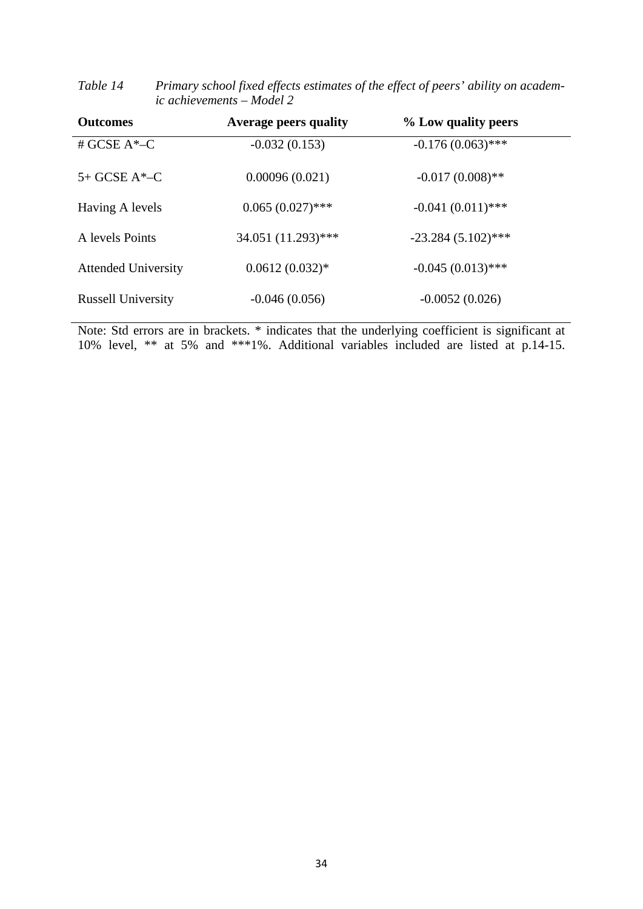*Table 14 Primary school fixed effects estimates of the effect of peers' ability on academic achievements – Model 2*

| **Outcomes** | **Average peers quality** | **% Low quality peers** |
|---|---|---|
| # GCSE A*–C | -0.032 (0.153) | -0.176 (0.063)*** |
| 5+ GCSE A*–C | 0.00096 (0.021) | -0.017 (0.008)** |
| Having A levels | 0.065 (0.027)*** | -0.041 (0.011)*** |
| A levels Points | 34.051 (11.293)*** | -23.284 (5.102)*** |
| Attended University | 0.0612 (0.032)* | -0.045 (0.013)*** |
| Russell University | -0.046 (0.056) | -0.0052 (0.026) |

Note: Std errors are in brackets. * indicates that the underlying coefficient is significant at 10% level, ** at 5% and ***1%. Additional variables included are listed at p.14-15.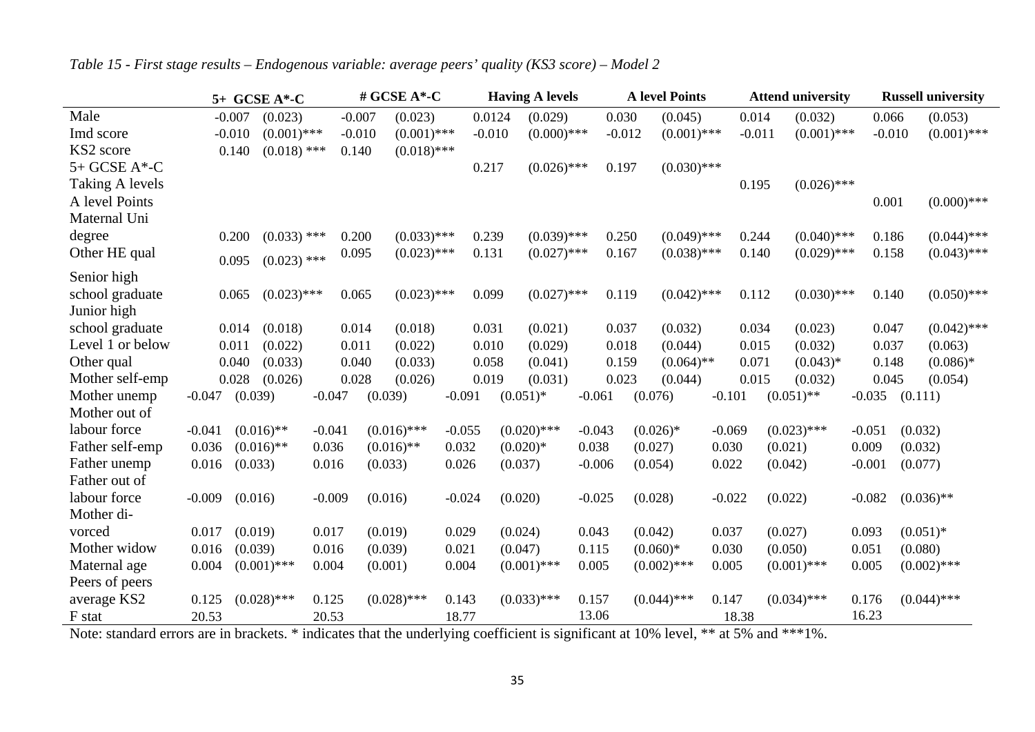*Table 15 - First stage results – Endogenous variable: average peers' quality (KS3 score) – Model 2*

| | 5+ GCSE A*-C | | # GCSE A*-C | | Having A levels | | A level Points | | Attend university | | Russell university | |
|---|---|---|---|---|---|---|---|---|---|---|---|---|
| Male | -0.007 | (0.023) | -0.007 | (0.023) | 0.0124 | (0.029) | 0.030 | (0.045) | 0.014 | (0.032) | 0.066 | (0.053) |
| Imd score | -0.010 | (0.001)*** | -0.010 | (0.001)*** | -0.010 | (0.000)*** | -0.012 | (0.001)*** | -0.011 | (0.001)*** | -0.010 | (0.001)*** |
| KS2 score | 0.140 | (0.018) *** | 0.140 | (0.018)*** | | | | | | | | |
| 5+ GCSE A*-C | | | | | 0.217 | (0.026)*** | 0.197 | (0.030)*** | | | | |
| Taking A levels | | | | | | | | | 0.195 | (0.026)*** | | |
| A level Points | | | | | | | | | | | 0.001 | (0.000)*** |
| Maternal Uni degree | 0.200 | (0.033) *** | 0.200 | (0.033)*** | 0.239 | (0.039)*** | 0.250 | (0.049)*** | 0.244 | (0.040)*** | 0.186 | (0.044)*** |
| Other HE qual | 0.095 | (0.023) *** | 0.095 | (0.023)*** | 0.131 | (0.027)*** | 0.167 | (0.038)*** | 0.140 | (0.029)*** | 0.158 | (0.043)*** |
| Senior high school graduate | 0.065 | (0.023)*** | 0.065 | (0.023)*** | 0.099 | (0.027)*** | 0.119 | (0.042)*** | 0.112 | (0.030)*** | 0.140 | (0.050)*** |
| Junior high school graduate | 0.014 | (0.018) | 0.014 | (0.018) | 0.031 | (0.021) | 0.037 | (0.032) | 0.034 | (0.023) | 0.047 | (0.042)*** |
| Level 1 or below | 0.011 | (0.022) | 0.011 | (0.022) | 0.010 | (0.029) | 0.018 | (0.044) | 0.015 | (0.032) | 0.037 | (0.063) |
| Other qual | 0.040 | (0.033) | 0.040 | (0.033) | 0.058 | (0.041) | 0.159 | (0.064)** | 0.071 | (0.043)* | 0.148 | (0.086)* |
| Mother self-emp | 0.028 | (0.026) | 0.028 | (0.026) | 0.019 | (0.031) | 0.023 | (0.044) | 0.015 | (0.032) | 0.045 | (0.054) |
| Mother unemp | -0.047 | (0.039) | -0.047 | (0.039) | -0.091 | (0.051)* | -0.061 | (0.076) | -0.101 | (0.051)** | -0.035 | (0.111) |
| Mother out of labour force | -0.041 | (0.016)** | -0.041 | (0.016)*** | -0.055 | (0.020)*** | -0.043 | (0.026)* | -0.069 | (0.023)*** | -0.051 | (0.032) |
| Father self-emp | 0.036 | (0.016)** | 0.036 | (0.016)** | 0.032 | (0.020)* | 0.038 | (0.027) | 0.030 | (0.021) | 0.009 | (0.032) |
| Father unemp | 0.016 | (0.033) | 0.016 | (0.033) | 0.026 | (0.037) | -0.006 | (0.054) | 0.022 | (0.042) | -0.001 | (0.077) |
| Father out of labour force | -0.009 | (0.016) | -0.009 | (0.016) | -0.024 | (0.020) | -0.025 | (0.028) | -0.022 | (0.022) | -0.082 | (0.036)** |
| Mother di-vorced | 0.017 | (0.019) | 0.017 | (0.019) | 0.029 | (0.024) | 0.043 | (0.042) | 0.037 | (0.027) | 0.093 | (0.051)* |
| Mother widow | 0.016 | (0.039) | 0.016 | (0.039) | 0.021 | (0.047) | 0.115 | (0.060)* | 0.030 | (0.050) | 0.051 | (0.080) |
| Maternal age | 0.004 | (0.001)*** | 0.004 | (0.001) | 0.004 | (0.001)*** | 0.005 | (0.002)*** | 0.005 | (0.001)*** | 0.005 | (0.002)*** |
| Peers of peers average KS2 | 0.125 | (0.028)*** | 0.125 | (0.028)*** | 0.143 | (0.033)*** | 0.157 | (0.044)*** | 0.147 | (0.034)*** | 0.176 | (0.044)*** |
| F stat | 20.53 | | 20.53 | | 18.77 | | 13.06 | | 18.38 | | 16.23 | |

Note: standard errors are in brackets. * indicates that the underlying coefficient is significant at 10% level, ** at 5% and ***1%.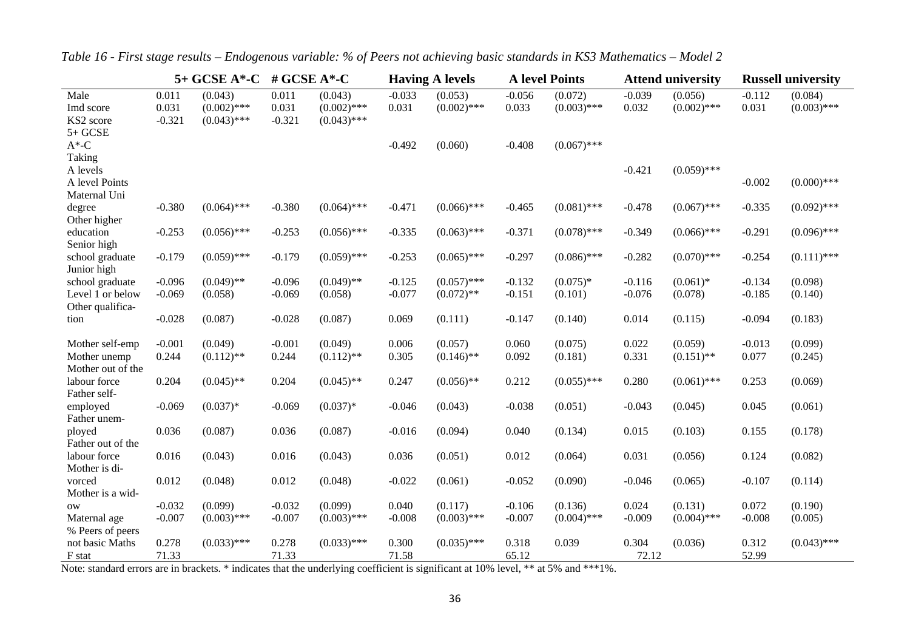*Table 16 - First stage results – Endogenous variable: % of Peers not achieving basic standards in KS3 Mathematics – Model 2*

| | 5+ GCSE A*-C | | # GCSE A*-C | | Having A levels | | A level Points | | Attend university | | Russell university | |
|---|---|---|---|---|---|---|---|---|---|---|---|---|
| Male | 0.011 | (0.043) | 0.011 | (0.043) | -0.033 | (0.053) | -0.056 | (0.072) | -0.039 | (0.056) | -0.112 | (0.084) |
| Imd score | 0.031 | (0.002)*** | 0.031 | (0.002)*** | 0.031 | (0.002)*** | 0.033 | (0.003)*** | 0.032 | (0.002)*** | 0.031 | (0.003)*** |
| KS2 score | -0.321 | (0.043)*** | -0.321 | (0.043)*** | | | | | | | | |
| 5+ GCSE A*-C | | | | | -0.492 | (0.060) | -0.408 | (0.067)*** | | | | |
| Taking A levels | | | | | | | | | -0.421 | (0.059)*** | | |
| A level Points | | | | | | | | | | | -0.002 | (0.000)*** |
| Maternal Uni degree | -0.380 | (0.064)*** | -0.380 | (0.064)*** | -0.471 | (0.066)*** | -0.465 | (0.081)*** | -0.478 | (0.067)*** | -0.335 | (0.092)*** |
| Other higher education | -0.253 | (0.056)*** | -0.253 | (0.056)*** | -0.335 | (0.063)*** | -0.371 | (0.078)*** | -0.349 | (0.066)*** | -0.291 | (0.096)*** |
| Senior high school graduate | -0.179 | (0.059)*** | -0.179 | (0.059)*** | -0.253 | (0.065)*** | -0.297 | (0.086)*** | -0.282 | (0.070)*** | -0.254 | (0.111)*** |
| Junior high school graduate | -0.096 | (0.049)** | -0.096 | (0.049)** | -0.125 | (0.057)*** | -0.132 | (0.075)* | -0.116 | (0.061)* | -0.134 | (0.098) |
| Level 1 or below | -0.069 | (0.058) | -0.069 | (0.058) | -0.077 | (0.072)** | -0.151 | (0.101) | -0.076 | (0.078) | -0.185 | (0.140) |
| Other qualification | -0.028 | (0.087) | -0.028 | (0.087) | 0.069 | (0.111) | -0.147 | (0.140) | 0.014 | (0.115) | -0.094 | (0.183) |
| Mother self-emp | -0.001 | (0.049) | -0.001 | (0.049) | 0.006 | (0.057) | 0.060 | (0.075) | 0.022 | (0.059) | -0.013 | (0.099) |
| Mother unemp | 0.244 | (0.112)** | 0.244 | (0.112)** | 0.305 | (0.146)** | 0.092 | (0.181) | 0.331 | (0.151)** | 0.077 | (0.245) |
| Mother out of the labour force | 0.204 | (0.045)** | 0.204 | (0.045)** | 0.247 | (0.056)** | 0.212 | (0.055)*** | 0.280 | (0.061)*** | 0.253 | (0.069) |
| Father self-employed | -0.069 | (0.037)* | -0.069 | (0.037)* | -0.046 | (0.043) | -0.038 | (0.051) | -0.043 | (0.045) | 0.045 | (0.061) |
| Father unemployed | 0.036 | (0.087) | 0.036 | (0.087) | -0.016 | (0.094) | 0.040 | (0.134) | 0.015 | (0.103) | 0.155 | (0.178) |
| Father out of the labour force | 0.016 | (0.043) | 0.016 | (0.043) | 0.036 | (0.051) | 0.012 | (0.064) | 0.031 | (0.056) | 0.124 | (0.082) |
| Mother is divorced | 0.012 | (0.048) | 0.012 | (0.048) | -0.022 | (0.061) | -0.052 | (0.090) | -0.046 | (0.065) | -0.107 | (0.114) |
| Mother is a widow | -0.032 | (0.099) | -0.032 | (0.099) | 0.040 | (0.117) | -0.106 | (0.136) | 0.024 | (0.131) | 0.072 | (0.190) |
| Maternal age | -0.007 | (0.003)*** | -0.007 | (0.003)*** | -0.008 | (0.003)*** | -0.007 | (0.004)*** | -0.009 | (0.004)*** | -0.008 | (0.005) |
| % Peers of peers not basic Maths | 0.278 | (0.033)*** | 0.278 | (0.033)*** | 0.300 | (0.035)*** | 0.318 | 0.039 | 0.304 | (0.036) | 0.312 | (0.043)*** |
| F stat | 71.33 | | 71.33 | | 71.58 | | 65.12 | | 72.12 | | 52.99 | |

Note: standard errors are in brackets. * indicates that the underlying coefficient is significant at 10% level, ** at 5% and ***1%.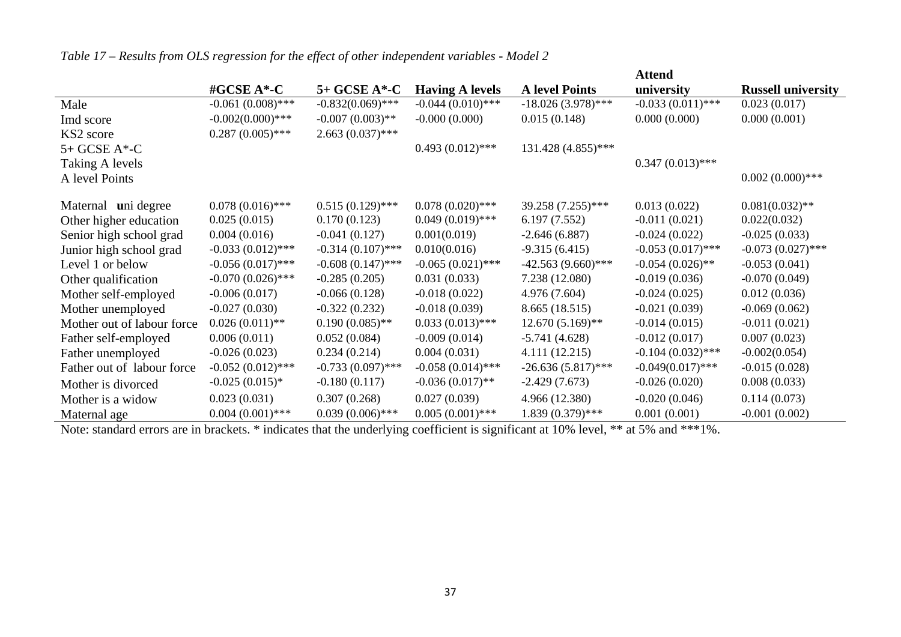*Table 17 – Results from OLS regression for the effect of other independent variables - Model 2*

| | #GCSE A*-C | 5+ GCSE A*-C | Having A levels | A level Points | Attend university | Russell university |
|---|---|---|---|---|---|---|
| Male | -0.061 (0.008)*** | -0.832(0.069)*** | -0.044 (0.010)*** | -18.026 (3.978)*** | -0.033 (0.011)*** | 0.023 (0.017) |
| Imd score | -0.002(0.000)*** | -0.007 (0.003)** | -0.000 (0.000) | 0.015 (0.148) | 0.000 (0.000) | 0.000 (0.001) |
| KS2 score | 0.287 (0.005)*** | 2.663 (0.037)*** | | | | |
| 5+ GCSE A*-C | | | 0.493 (0.012)*** | 131.428 (4.855)*** | | |
| Taking A levels | | | | | 0.347 (0.013)*** | |
| A level Points | | | | | | 0.002 (0.000)*** |
| Maternal **u**ni degree | 0.078 (0.016)*** | 0.515 (0.129)*** | 0.078 (0.020)*** | 39.258 (7.255)*** | 0.013 (0.022) | 0.081(0.032)** |
| Other higher education | 0.025 (0.015) | 0.170 (0.123) | 0.049 (0.019)*** | 6.197 (7.552) | -0.011 (0.021) | 0.022(0.032) |
| Senior high school grad | 0.004 (0.016) | -0.041 (0.127) | 0.001(0.019) | -2.646 (6.887) | -0.024 (0.022) | -0.025 (0.033) |
| Junior high school grad | -0.033 (0.012)*** | -0.314 (0.107)*** | 0.010(0.016) | -9.315 (6.415) | -0.053 (0.017)*** | -0.073 (0.027)*** |
| Level 1 or below | -0.056 (0.017)*** | -0.608 (0.147)*** | -0.065 (0.021)*** | -42.563 (9.660)*** | -0.054 (0.026)** | -0.053 (0.041) |
| Other qualification | -0.070 (0.026)*** | -0.285 (0.205) | 0.031 (0.033) | 7.238 (12.080) | -0.019 (0.036) | -0.070 (0.049) |
| Mother self-employed | -0.006 (0.017) | -0.066 (0.128) | -0.018 (0.022) | 4.976 (7.604) | -0.024 (0.025) | 0.012 (0.036) |
| Mother unemployed | -0.027 (0.030) | -0.322 (0.232) | -0.018 (0.039) | 8.665 (18.515) | -0.021 (0.039) | -0.069 (0.062) |
| Mother out of labour force | 0.026 (0.011)** | 0.190 (0.085)** | 0.033 (0.013)*** | 12.670 (5.169)** | -0.014 (0.015) | -0.011 (0.021) |
| Father self-employed | 0.006 (0.011) | 0.052 (0.084) | -0.009 (0.014) | -5.741 (4.628) | -0.012 (0.017) | 0.007 (0.023) |
| Father unemployed | -0.026 (0.023) | 0.234 (0.214) | 0.004 (0.031) | 4.111 (12.215) | -0.104 (0.032)*** | -0.002(0.054) |
| Father out of labour force | -0.052 (0.012)*** | -0.733 (0.097)*** | -0.058 (0.014)*** | -26.636 (5.817)*** | -0.049(0.017)*** | -0.015 (0.028) |
| Mother is divorced | -0.025 (0.015)* | -0.180 (0.117) | -0.036 (0.017)** | -2.429 (7.673) | -0.026 (0.020) | 0.008 (0.033) |
| Mother is a widow | 0.023 (0.031) | 0.307 (0.268) | 0.027 (0.039) | 4.966 (12.380) | -0.020 (0.046) | 0.114 (0.073) |
| Maternal age | 0.004 (0.001)*** | 0.039 (0.006)*** | 0.005 (0.001)*** | 1.839 (0.379)*** | 0.001 (0.001) | -0.001 (0.002) |

Note: standard errors are in brackets. * indicates that the underlying coefficient is significant at 10% level, ** at 5% and ***1%.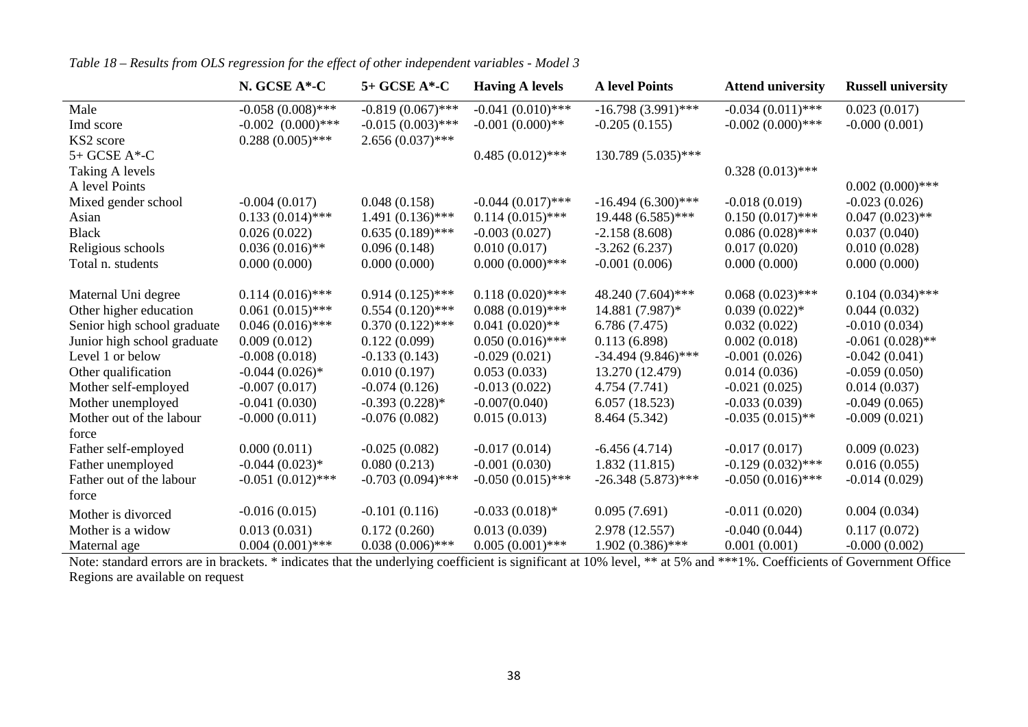*Table 18 – Results from OLS regression for the effect of other independent variables - Model 3*

| | N. GCSE A*-C | 5+ GCSE A*-C | Having A levels | A level Points | Attend university | Russell university |
|---|---|---|---|---|---|---|
| Male | -0.058 (0.008)*** | -0.819 (0.067)*** | -0.041 (0.010)*** | -16.798 (3.991)*** | -0.034 (0.011)*** | 0.023 (0.017) |
| Imd score | -0.002 (0.000)*** | -0.015 (0.003)*** | -0.001 (0.000)** | -0.205 (0.155) | -0.002 (0.000)*** | -0.000 (0.001) |
| KS2 score | 0.288 (0.005)*** | 2.656 (0.037)*** | | | | |
| 5+ GCSE A*-C | | | 0.485 (0.012)*** | 130.789 (5.035)*** | | |
| Taking A levels | | | | | 0.328 (0.013)*** | |
| A level Points | | | | | | 0.002 (0.000)*** |
| Mixed gender school | -0.004 (0.017) | 0.048 (0.158) | -0.044 (0.017)*** | -16.494 (6.300)*** | -0.018 (0.019) | -0.023 (0.026) |
| Asian | 0.133 (0.014)*** | 1.491 (0.136)*** | 0.114 (0.015)*** | 19.448 (6.585)*** | 0.150 (0.017)*** | 0.047 (0.023)** |
| Black | 0.026 (0.022) | 0.635 (0.189)*** | -0.003 (0.027) | -2.158 (8.608) | 0.086 (0.028)*** | 0.037 (0.040) |
| Religious schools | 0.036 (0.016)** | 0.096 (0.148) | 0.010 (0.017) | -3.262 (6.237) | 0.017 (0.020) | 0.010 (0.028) |
| Total n. students | 0.000 (0.000) | 0.000 (0.000) | 0.000 (0.000)*** | -0.001 (0.006) | 0.000 (0.000) | 0.000 (0.000) |
| Maternal Uni degree | 0.114 (0.016)*** | 0.914 (0.125)*** | 0.118 (0.020)*** | 48.240 (7.604)*** | 0.068 (0.023)*** | 0.104 (0.034)*** |
| Other higher education | 0.061 (0.015)*** | 0.554 (0.120)*** | 0.088 (0.019)*** | 14.881 (7.987)* | 0.039 (0.022)* | 0.044 (0.032) |
| Senior high school graduate | 0.046 (0.016)*** | 0.370 (0.122)*** | 0.041 (0.020)** | 6.786 (7.475) | 0.032 (0.022) | -0.010 (0.034) |
| Junior high school graduate | 0.009 (0.012) | 0.122 (0.099) | 0.050 (0.016)*** | 0.113 (6.898) | 0.002 (0.018) | -0.061 (0.028)** |
| Level 1 or below | -0.008 (0.018) | -0.133 (0.143) | -0.029 (0.021) | -34.494 (9.846)*** | -0.001 (0.026) | -0.042 (0.041) |
| Other qualification | -0.044 (0.026)* | 0.010 (0.197) | 0.053 (0.033) | 13.270 (12.479) | 0.014 (0.036) | -0.059 (0.050) |
| Mother self-employed | -0.007 (0.017) | -0.074 (0.126) | -0.013 (0.022) | 4.754 (7.741) | -0.021 (0.025) | 0.014 (0.037) |
| Mother unemployed | -0.041 (0.030) | -0.393 (0.228)* | -0.007(0.040) | 6.057 (18.523) | -0.033 (0.039) | -0.049 (0.065) |
| Mother out of the labour force | -0.000 (0.011) | -0.076 (0.082) | 0.015 (0.013) | 8.464 (5.342) | -0.035 (0.015)** | -0.009 (0.021) |
| Father self-employed | 0.000 (0.011) | -0.025 (0.082) | -0.017 (0.014) | -6.456 (4.714) | -0.017 (0.017) | 0.009 (0.023) |
| Father unemployed | -0.044 (0.023)* | 0.080 (0.213) | -0.001 (0.030) | 1.832 (11.815) | -0.129 (0.032)*** | 0.016 (0.055) |
| Father out of the labour force | -0.051 (0.012)*** | -0.703 (0.094)*** | -0.050 (0.015)*** | -26.348 (5.873)*** | -0.050 (0.016)*** | -0.014 (0.029) |
| Mother is divorced | -0.016 (0.015) | -0.101 (0.116) | -0.033 (0.018)* | 0.095 (7.691) | -0.011 (0.020) | 0.004 (0.034) |
| Mother is a widow | 0.013 (0.031) | 0.172 (0.260) | 0.013 (0.039) | 2.978 (12.557) | -0.040 (0.044) | 0.117 (0.072) |
| Maternal age | 0.004 (0.001)*** | 0.038 (0.006)*** | 0.005 (0.001)*** | 1.902 (0.386)*** | 0.001 (0.001) | -0.000 (0.002) |

Note: standard errors are in brackets. * indicates that the underlying coefficient is significant at 10% level, ** at 5% and ***1%. Coefficients of Government Office Regions are available on request